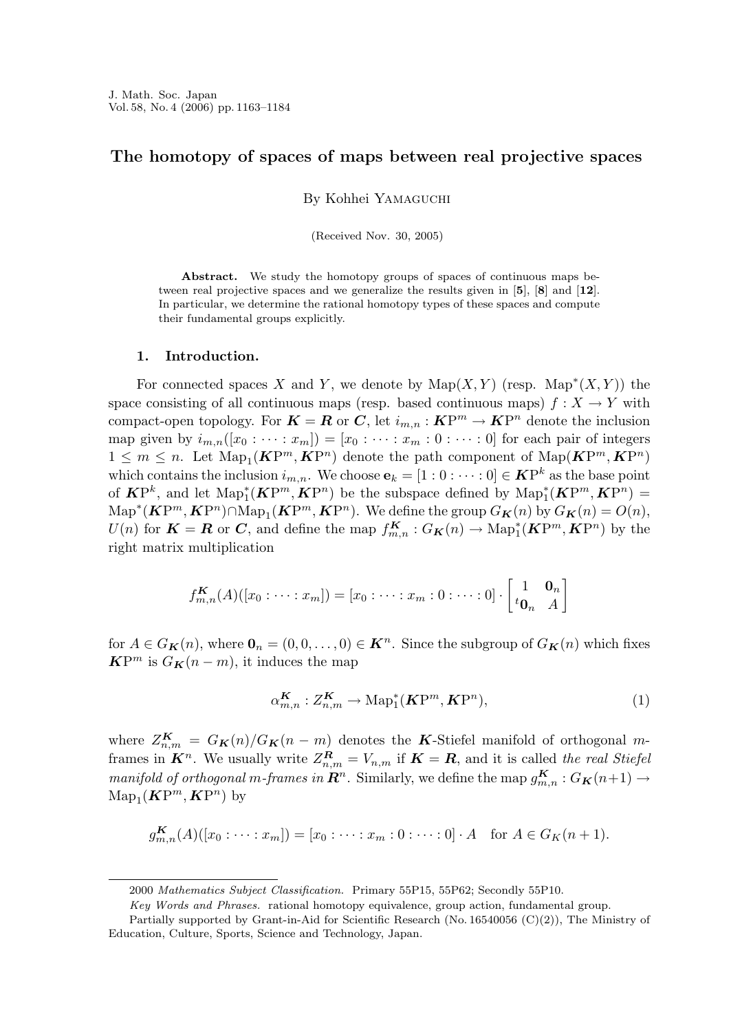# The homotopy of spaces of maps between real projective spaces

By Kohhei Yamaguchi

(Received Nov. 30, 2005)

**Abstract.** We study the homotopy groups of spaces of continuous maps between real projective spaces and we generalize the results given in [**5**], [**8**] and [**12**]. In particular, we determine the rational homotopy types of these spaces and compute their fundamental groups explicitly.

## 1. Introduction.

For connected spaces $X$ and $Y$, we denote by $\mathrm{Map}(X,Y)$ (resp. $\mathrm{Map}^*(X,Y)$) the space consisting of all continuous maps (resp. based continuous maps) $f: X \to Y$ with compact-open topology. For $\boldsymbol{K} = \boldsymbol{R}$ or $\boldsymbol{C}$, let $i_{m,n} : \boldsymbol{K}\mathrm{P}^m \to \boldsymbol{K}\mathrm{P}^n$ denote the inclusion map given by $i_{m,n}([x_0 : \cdots : x_m]) = [x_0 : \cdots : x_m : 0 : \cdots : 0]$ for each pair of integers $1 \leq m \leq n$. Let $\mathrm{Map}_1(\boldsymbol{K}\mathrm{P}^m, \boldsymbol{K}\mathrm{P}^n)$ denote the path component of $\mathrm{Map}(\boldsymbol{K}\mathrm{P}^m, \boldsymbol{K}\mathrm{P}^n)$ which contains the inclusion $i_{m,n}$. We choose $\mathbf{e}_k = [1 : 0 : \cdots : 0] \in \boldsymbol{K}\mathrm{P}^k$ as the base point of $\boldsymbol{K}\mathrm{P}^k$, and let $\mathrm{Map}_1^*(\boldsymbol{K}\mathrm{P}^m, \boldsymbol{K}\mathrm{P}^n)$ be the subspace defined by $\mathrm{Map}_1^*(\boldsymbol{K}\mathrm{P}^m, \boldsymbol{K}\mathrm{P}^n) = \mathrm{Map}^*(\boldsymbol{K}\mathrm{P}^m, \boldsymbol{K}\mathrm{P}^n) \cap \mathrm{Map}_1(\boldsymbol{K}\mathrm{P}^m, \boldsymbol{K}\mathrm{P}^n)$. We define the group $G_{\boldsymbol{K}}(n)$ by $G_{\boldsymbol{K}}(n) = O(n)$, $U(n)$ for $\boldsymbol{K} = \boldsymbol{R}$ or $\boldsymbol{C}$, and define the map $f_{m,n}^{\boldsymbol{K}} : G_{\boldsymbol{K}}(n) \to \mathrm{Map}_1^*(\boldsymbol{K}\mathrm{P}^m, \boldsymbol{K}\mathrm{P}^n)$ by the right matrix multiplication

$$f_{m,n}^{\boldsymbol{K}}(A)([x_0 : \cdots : x_m]) = [x_0 : \cdots : x_m : 0 : \cdots : 0] \cdot \begin{bmatrix} 1 & \mathbf{0}_n \\ {}^t\mathbf{0}_n & A \end{bmatrix}$$

for $A \in G_{\boldsymbol{K}}(n)$, where $\mathbf{0}_n = (0, 0, \ldots, 0) \in \boldsymbol{K}^n$. Since the subgroup of $G_{\boldsymbol{K}}(n)$ which fixes $\boldsymbol{K}\mathrm{P}^m$ is $G_{\boldsymbol{K}}(n-m)$, it induces the map

$$\alpha_{m,n}^{\boldsymbol{K}} : Z_{n,m}^{\boldsymbol{K}} \to \mathrm{Map}_1^*(\boldsymbol{K}\mathrm{P}^m, \boldsymbol{K}\mathrm{P}^n), \tag{1}$$

where $Z_{n,m}^{\boldsymbol{K}} = G_{\boldsymbol{K}}(n)/G_{\boldsymbol{K}}(n-m)$ denotes the $\boldsymbol{K}$-Stiefel manifold of orthogonal $m$-frames in $\boldsymbol{K}^n$. We usually write $Z_{n,m}^{\boldsymbol{R}} = V_{n,m}$ if $\boldsymbol{K} = \boldsymbol{R}$, and it is called *the real Stiefel manifold of orthogonal m-frames in* $\boldsymbol{R}^n$. Similarly, we define the map $g_{m,n}^{\boldsymbol{K}} : G_{\boldsymbol{K}}(n+1) \to \mathrm{Map}_1(\boldsymbol{K}\mathrm{P}^m, \boldsymbol{K}\mathrm{P}^n)$ by

$$g_{m,n}^{\boldsymbol{K}}(A)([x_0 : \cdots : x_m]) = [x_0 : \cdots : x_m : 0 : \cdots : 0] \cdot A \quad \text{for } A \in G_K(n+1).$$

---

2000 *Mathematics Subject Classification.* Primary 55P15, 55P62; Secondly 55P10.

*Key Words and Phrases.* rational homotopy equivalence, group action, fundamental group.

Partially supported by Grant-in-Aid for Scientific Research (No. 16540056 (C)(2)), The Ministry of Education, Culture, Sports, Science and Technology, Japan.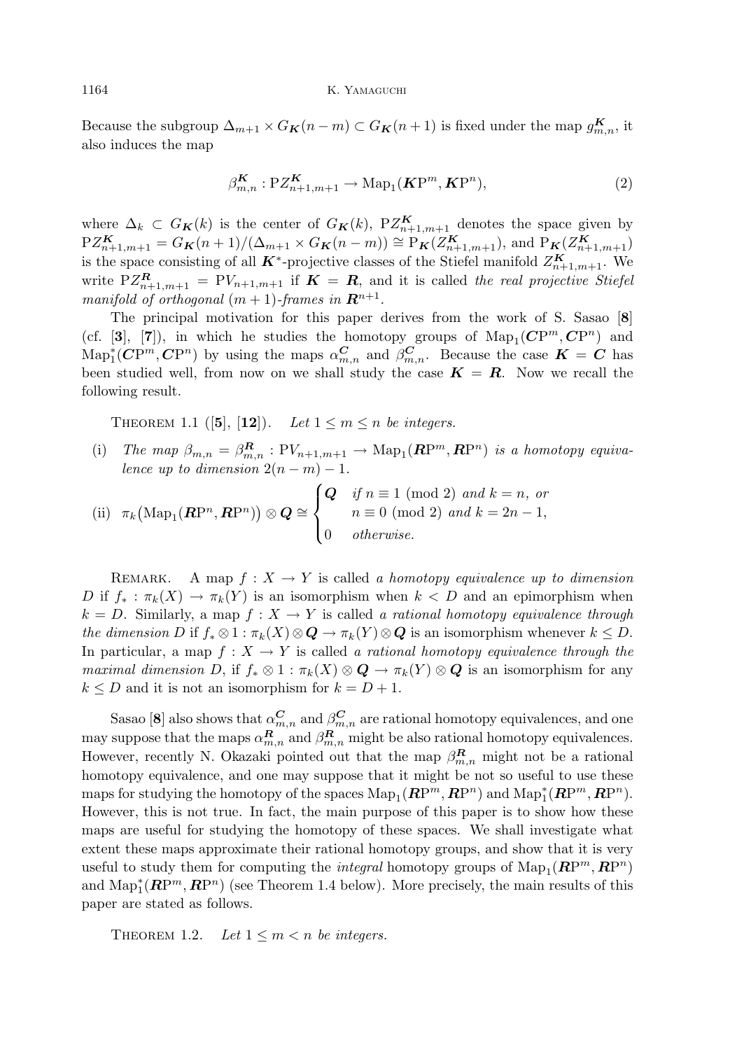Because the subgroup $\Delta_{m+1} \times G_{\boldsymbol{K}}(n-m) \subset G_{\boldsymbol{K}}(n+1)$ is fixed under the map $g^{\boldsymbol{K}}_{m,n}$, it also induces the map

$$\beta^{\boldsymbol{K}}_{m,n} : \mathrm{P}Z^{\boldsymbol{K}}_{n+1,m+1} \to \mathrm{Map}_1(\boldsymbol{K}\mathrm{P}^m, \boldsymbol{K}\mathrm{P}^n), \tag{2}$$

where $\Delta_k \subset G_{\boldsymbol{K}}(k)$ is the center of $G_{\boldsymbol{K}}(k)$, $\mathrm{P}Z^{\boldsymbol{K}}_{n+1,m+1}$ denotes the space given by $\mathrm{P}Z^{\boldsymbol{K}}_{n+1,m+1} = G_{\boldsymbol{K}}(n+1)/(\Delta_{m+1} \times G_{\boldsymbol{K}}(n-m)) \cong \mathrm{P}_{\boldsymbol{K}}(Z^{\boldsymbol{K}}_{n+1,m+1})$, and $\mathrm{P}_{\boldsymbol{K}}(Z^{\boldsymbol{K}}_{n+1,m+1})$ is the space consisting of all $\boldsymbol{K}^*$-projective classes of the Stiefel manifold $Z^{\boldsymbol{K}}_{n+1,m+1}$. We write $\mathrm{P}Z^{\boldsymbol{R}}_{n+1,m+1} = \mathrm{P}V_{n+1,m+1}$ if $\boldsymbol{K} = \boldsymbol{R}$, and it is called *the real projective Stiefel manifold of orthogonal* $(m+1)$*-frames in* $\boldsymbol{R}^{n+1}$.

The principal motivation for this paper derives from the work of S. Sasao [**8**] (cf. [**3**], [**7**]), in which he studies the homotopy groups of $\mathrm{Map}_1(\boldsymbol{C}\mathrm{P}^m, \boldsymbol{C}\mathrm{P}^n)$ and $\mathrm{Map}^*_1(\boldsymbol{C}\mathrm{P}^m, \boldsymbol{C}\mathrm{P}^n)$ by using the maps $\alpha^{\boldsymbol{C}}_{m,n}$ and $\beta^{\boldsymbol{C}}_{m,n}$. Because the case $\boldsymbol{K} = \boldsymbol{C}$ has been studied well, from now on we shall study the case $\boldsymbol{K} = \boldsymbol{R}$. Now we recall the following result.

THEOREM 1.1 ([**5**], [**12**]). *Let* $1 \leq m \leq n$ *be integers.*

(i) *The map* $\beta_{m,n} = \beta^{\boldsymbol{R}}_{m,n} : \mathrm{P}V_{n+1,m+1} \to \mathrm{Map}_1(\boldsymbol{R}\mathrm{P}^m, \boldsymbol{R}\mathrm{P}^n)$ *is a homotopy equivalence up to dimension* $2(n-m)-1$.

(ii) $$\pi_k\big(\mathrm{Map}_1(\boldsymbol{R}\mathrm{P}^n, \boldsymbol{R}\mathrm{P}^n)\big) \otimes \boldsymbol{Q} \cong \begin{cases} \boldsymbol{Q} & \text{if } n \equiv 1 \pmod 2 \text{ and } k = n, \text{ or} \\ & n \equiv 0 \pmod 2 \text{ and } k = 2n-1, \\ 0 & \text{otherwise.} \end{cases}$$

REMARK. A map $f : X \to Y$ is called *a homotopy equivalence up to dimension* $D$ if $f_* : \pi_k(X) \to \pi_k(Y)$ is an isomorphism when $k < D$ and an epimorphism when $k = D$. Similarly, a map $f : X \to Y$ is called *a rational homotopy equivalence through the dimension* $D$ if $f_* \otimes 1 : \pi_k(X) \otimes \boldsymbol{Q} \to \pi_k(Y) \otimes \boldsymbol{Q}$ is an isomorphism whenever $k \leq D$. In particular, a map $f : X \to Y$ is called *a rational homotopy equivalence through the maximal dimension* $D$, if $f_* \otimes 1 : \pi_k(X) \otimes \boldsymbol{Q} \to \pi_k(Y) \otimes \boldsymbol{Q}$ is an isomorphism for any $k \leq D$ and it is not an isomorphism for $k = D+1$.

Sasao [**8**] also shows that $\alpha^{\boldsymbol{C}}_{m,n}$ and $\beta^{\boldsymbol{C}}_{m,n}$ are rational homotopy equivalences, and one may suppose that the maps $\alpha^{\boldsymbol{R}}_{m,n}$ and $\beta^{\boldsymbol{R}}_{m,n}$ might be also rational homotopy equivalences. However, recently N. Okazaki pointed out that the map $\beta^{\boldsymbol{R}}_{m,n}$ might not be a rational homotopy equivalence, and one may suppose that it might be not so useful to use these maps for studying the homotopy of the spaces $\mathrm{Map}_1(\boldsymbol{R}\mathrm{P}^m, \boldsymbol{R}\mathrm{P}^n)$ and $\mathrm{Map}^*_1(\boldsymbol{R}\mathrm{P}^m, \boldsymbol{R}\mathrm{P}^n)$. However, this is not true. In fact, the main purpose of this paper is to show how these maps are useful for studying the homotopy of these spaces. We shall investigate what extent these maps approximate their rational homotopy groups, and show that it is very useful to study them for computing the *integral* homotopy groups of $\mathrm{Map}_1(\boldsymbol{R}\mathrm{P}^m, \boldsymbol{R}\mathrm{P}^n)$ and $\mathrm{Map}^*_1(\boldsymbol{R}\mathrm{P}^m, \boldsymbol{R}\mathrm{P}^n)$ (see Theorem 1.4 below). More precisely, the main results of this paper are stated as follows.

THEOREM 1.2. *Let* $1 \leq m < n$ *be integers.*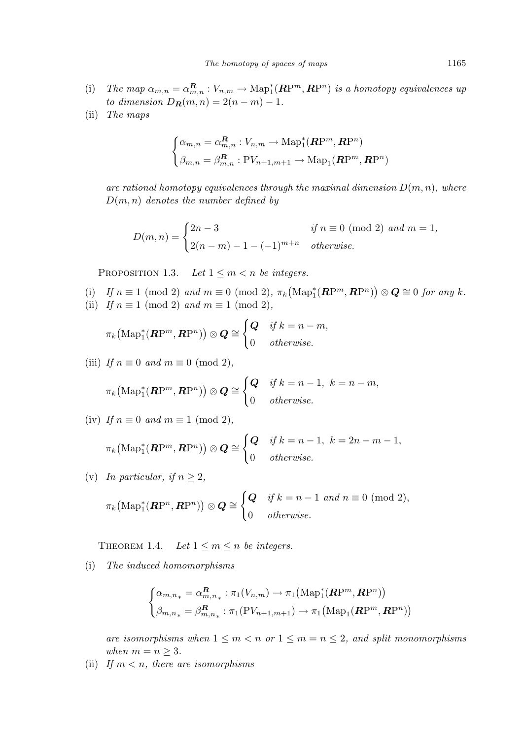(i) *The map* $\alpha_{m,n} = \alpha^{\boldsymbol{R}}_{m,n} : V_{n,m} \to \mathrm{Map}_1^*(\boldsymbol{R}\mathrm{P}^m, \boldsymbol{R}\mathrm{P}^n)$ *is a homotopy equivalences up to dimension* $D_{\boldsymbol{R}}(m,n) = 2(n-m) - 1$.

(ii) *The maps*

$$\begin{cases} \alpha_{m,n} = \alpha^{\boldsymbol{R}}_{m,n} : V_{n,m} \to \mathrm{Map}_1^*(\boldsymbol{R}\mathrm{P}^m, \boldsymbol{R}\mathrm{P}^n) \\ \beta_{m,n} = \beta^{\boldsymbol{R}}_{m,n} : \mathrm{P}V_{n+1,m+1} \to \mathrm{Map}_1(\boldsymbol{R}\mathrm{P}^m, \boldsymbol{R}\mathrm{P}^n) \end{cases}$$

*are rational homotopy equivalences through the maximal dimension* $D(m,n)$*, where* $D(m,n)$ *denotes the number defined by*

$$D(m,n) = \begin{cases} 2n-3 & \text{if } n \equiv 0 \pmod 2 \text{ and } m = 1, \\ 2(n-m) - 1 - (-1)^{m+n} & \text{otherwise.} \end{cases}$$

Proposition 1.3. *Let* $1 \le m < n$ *be integers.*

(i) *If* $n \equiv 1 \pmod 2$ *and* $m \equiv 0 \pmod 2$, $\pi_k\big(\mathrm{Map}_1^*(\boldsymbol{R}\mathrm{P}^m, \boldsymbol{R}\mathrm{P}^n)\big) \otimes \boldsymbol{Q} \cong 0$ *for any* $k$.

(ii) *If* $n \equiv 1 \pmod 2$ *and* $m \equiv 1 \pmod 2$,

$$\pi_k\big(\mathrm{Map}_1^*(\boldsymbol{R}\mathrm{P}^m, \boldsymbol{R}\mathrm{P}^n)\big) \otimes \boldsymbol{Q} \cong \begin{cases} \boldsymbol{Q} & \text{if } k = n-m, \\ 0 & \text{otherwise.} \end{cases}$$

(iii) *If* $n \equiv 0$ *and* $m \equiv 0 \pmod 2$,

$$\pi_k\big(\mathrm{Map}_1^*(\boldsymbol{R}\mathrm{P}^m, \boldsymbol{R}\mathrm{P}^n)\big) \otimes \boldsymbol{Q} \cong \begin{cases} \boldsymbol{Q} & \text{if } k = n-1,\ k = n-m, \\ 0 & \text{otherwise.} \end{cases}$$

(iv) *If* $n \equiv 0$ *and* $m \equiv 1 \pmod 2$,

$$\pi_k\big(\mathrm{Map}_1^*(\boldsymbol{R}\mathrm{P}^m, \boldsymbol{R}\mathrm{P}^n)\big) \otimes \boldsymbol{Q} \cong \begin{cases} \boldsymbol{Q} & \text{if } k = n-1,\ k = 2n-m-1, \\ 0 & \text{otherwise.} \end{cases}$$

(v) *In particular, if* $n \ge 2$,

$$\pi_k\big(\mathrm{Map}_1^*(\boldsymbol{R}\mathrm{P}^n, \boldsymbol{R}\mathrm{P}^n)\big) \otimes \boldsymbol{Q} \cong \begin{cases} \boldsymbol{Q} & \text{if } k = n-1 \text{ and } n \equiv 0 \pmod 2, \\ 0 & \text{otherwise.} \end{cases}$$

Theorem 1.4. *Let* $1 \le m \le n$ *be integers.*

(i) *The induced homomorphisms*

$$\begin{cases} \alpha_{m,n_*} = \alpha^{\boldsymbol{R}}_{m,n_*} : \pi_1(V_{n,m}) \to \pi_1\big(\mathrm{Map}_1^*(\boldsymbol{R}\mathrm{P}^m, \boldsymbol{R}\mathrm{P}^n)\big) \\ \beta_{m,n_*} = \beta^{\boldsymbol{R}}_{m,n_*} : \pi_1(\mathrm{P}V_{n+1,m+1}) \to \pi_1\big(\mathrm{Map}_1(\boldsymbol{R}\mathrm{P}^m, \boldsymbol{R}\mathrm{P}^n)\big) \end{cases}$$

*are isomorphisms when* $1 \le m < n$ *or* $1 \le m = n \le 2$*, and split monomorphisms when* $m = n \ge 3$.

(ii) *If* $m < n$*, there are isomorphisms*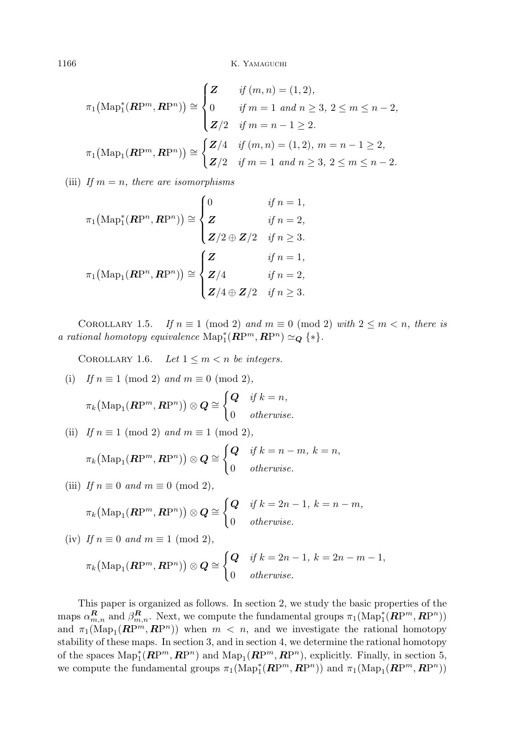$$\pi_1\big(\mathrm{Map}_1^*(\boldsymbol{R}\mathrm{P}^m, \boldsymbol{R}\mathrm{P}^n)\big) \cong \begin{cases} \boldsymbol{Z} & \text{if } (m,n) = (1,2), \\ 0 & \text{if } m = 1 \text{ and } n \geq 3,\ 2 \leq m \leq n-2, \\ \boldsymbol{Z}/2 & \text{if } m = n-1 \geq 2. \end{cases}$$

$$\pi_1\big(\mathrm{Map}_1(\boldsymbol{R}\mathrm{P}^m, \boldsymbol{R}\mathrm{P}^n)\big) \cong \begin{cases} \boldsymbol{Z}/4 & \text{if } (m,n) = (1,2),\ m = n-1 \geq 2, \\ \boldsymbol{Z}/2 & \text{if } m = 1 \text{ and } n \geq 3,\ 2 \leq m \leq n-2. \end{cases}$$

(iii) *If $m = n$, there are isomorphisms*

$$\pi_1\big(\mathrm{Map}_1^*(\boldsymbol{R}\mathrm{P}^n, \boldsymbol{R}\mathrm{P}^n)\big) \cong \begin{cases} 0 & \text{if } n = 1, \\ \boldsymbol{Z} & \text{if } n = 2, \\ \boldsymbol{Z}/2 \oplus \boldsymbol{Z}/2 & \text{if } n \geq 3. \end{cases}$$

$$\pi_1\big(\mathrm{Map}_1(\boldsymbol{R}\mathrm{P}^n, \boldsymbol{R}\mathrm{P}^n)\big) \cong \begin{cases} \boldsymbol{Z} & \text{if } n = 1, \\ \boldsymbol{Z}/4 & \text{if } n = 2, \\ \boldsymbol{Z}/4 \oplus \boldsymbol{Z}/2 & \text{if } n \geq 3. \end{cases}$$

COROLLARY 1.5. *If $n \equiv 1 \pmod 2$ and $m \equiv 0 \pmod 2$ with $2 \leq m < n$, there is a rational homotopy equivalence $\mathrm{Map}_1^*(\boldsymbol{R}\mathrm{P}^m, \boldsymbol{R}\mathrm{P}^n) \simeq_{\boldsymbol{Q}} \{*\}$.*

COROLLARY 1.6. *Let $1 \leq m < n$ be integers.*

(i) *If $n \equiv 1 \pmod 2$ and $m \equiv 0 \pmod 2$,*

$$\pi_k\big(\mathrm{Map}_1(\boldsymbol{R}\mathrm{P}^m, \boldsymbol{R}\mathrm{P}^n)\big) \otimes \boldsymbol{Q} \cong \begin{cases} \boldsymbol{Q} & \text{if } k = n, \\ 0 & \text{otherwise.} \end{cases}$$

(ii) *If $n \equiv 1 \pmod 2$ and $m \equiv 1 \pmod 2$,*

$$\pi_k\big(\mathrm{Map}_1(\boldsymbol{R}\mathrm{P}^m, \boldsymbol{R}\mathrm{P}^n)\big) \otimes \boldsymbol{Q} \cong \begin{cases} \boldsymbol{Q} & \text{if } k = n-m,\ k = n, \\ 0 & \text{otherwise.} \end{cases}$$

(iii) *If $n \equiv 0$ and $m \equiv 0 \pmod 2$,*

$$\pi_k\big(\mathrm{Map}_1(\boldsymbol{R}\mathrm{P}^m, \boldsymbol{R}\mathrm{P}^n)\big) \otimes \boldsymbol{Q} \cong \begin{cases} \boldsymbol{Q} & \text{if } k = 2n-1,\ k = n-m, \\ 0 & \text{otherwise.} \end{cases}$$

(iv) *If $n \equiv 0$ and $m \equiv 1 \pmod 2$,*

$$\pi_k\big(\mathrm{Map}_1(\boldsymbol{R}\mathrm{P}^m, \boldsymbol{R}\mathrm{P}^n)\big) \otimes \boldsymbol{Q} \cong \begin{cases} \boldsymbol{Q} & \text{if } k = 2n-1,\ k = 2n-m-1, \\ 0 & \text{otherwise.} \end{cases}$$

This paper is organized as follows. In section 2, we study the basic properties of the maps $\alpha^{\boldsymbol{R}}_{m,n}$ and $\beta^{\boldsymbol{R}}_{m,n}$. Next, we compute the fundamental groups $\pi_1(\mathrm{Map}_1^*(\boldsymbol{R}\mathrm{P}^m, \boldsymbol{R}\mathrm{P}^n))$ and $\pi_1(\mathrm{Map}_1(\boldsymbol{R}\mathrm{P}^m, \boldsymbol{R}\mathrm{P}^n))$ when $m < n$, and we investigate the rational homotopy stability of these maps. In section 3, and in section 4, we determine the rational homotopy of the spaces $\mathrm{Map}_1^*(\boldsymbol{R}\mathrm{P}^m, \boldsymbol{R}\mathrm{P}^n)$ and $\mathrm{Map}_1(\boldsymbol{R}\mathrm{P}^m, \boldsymbol{R}\mathrm{P}^n)$, explicitly. Finally, in section 5, we compute the fundamental groups $\pi_1(\mathrm{Map}_1^*(\boldsymbol{R}\mathrm{P}^m, \boldsymbol{R}\mathrm{P}^n))$ and $\pi_1(\mathrm{Map}_1(\boldsymbol{R}\mathrm{P}^m, \boldsymbol{R}\mathrm{P}^n))$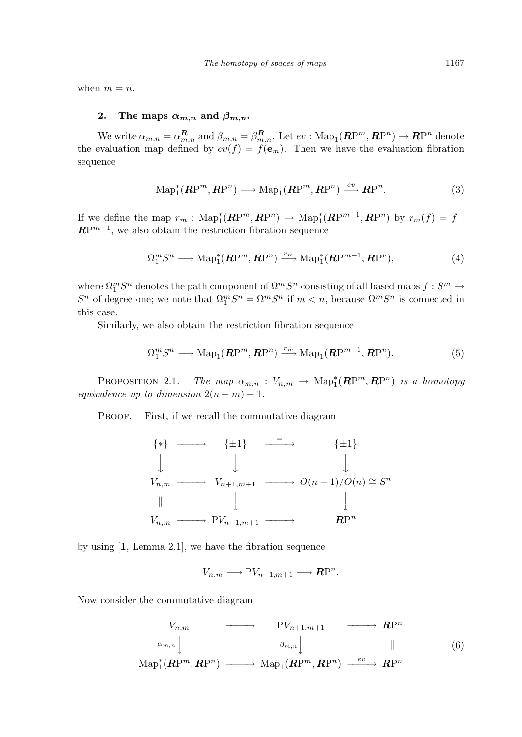when $m = n$.

## 2. The maps $\alpha_{m,n}$ and $\beta_{m,n}$.

We write $\alpha_{m,n} = \alpha^{\boldsymbol{R}}_{m,n}$ and $\beta_{m,n} = \beta^{\boldsymbol{R}}_{m,n}$. Let $ev : \mathrm{Map}_1(\boldsymbol{R}\mathrm{P}^m, \boldsymbol{R}\mathrm{P}^n) \to \boldsymbol{R}\mathrm{P}^n$ denote the evaluation map defined by $ev(f) = f(\mathbf{e}_m)$. Then we have the evaluation fibration sequence

$$\mathrm{Map}_1^*(\boldsymbol{R}\mathrm{P}^m, \boldsymbol{R}\mathrm{P}^n) \longrightarrow \mathrm{Map}_1(\boldsymbol{R}\mathrm{P}^m, \boldsymbol{R}\mathrm{P}^n) \xrightarrow{ev} \boldsymbol{R}\mathrm{P}^n. \tag{3}$$

If we define the map $r_m : \mathrm{Map}_1^*(\boldsymbol{R}\mathrm{P}^m, \boldsymbol{R}\mathrm{P}^n) \to \mathrm{Map}_1^*(\boldsymbol{R}\mathrm{P}^{m-1}, \boldsymbol{R}\mathrm{P}^n)$ by $r_m(f) = f \mid \boldsymbol{R}\mathrm{P}^{m-1}$, we also obtain the restriction fibration sequence

$$\Omega^m_1 S^n \longrightarrow \mathrm{Map}_1^*(\boldsymbol{R}\mathrm{P}^m, \boldsymbol{R}\mathrm{P}^n) \xrightarrow{r_m} \mathrm{Map}_1^*(\boldsymbol{R}\mathrm{P}^{m-1}, \boldsymbol{R}\mathrm{P}^n), \tag{4}$$

where $\Omega^m_1 S^n$ denotes the path component of $\Omega^m S^n$ consisting of all based maps $f : S^m \to S^n$ of degree one; we note that $\Omega^m_1 S^n = \Omega^m S^n$ if $m < n$, because $\Omega^m S^n$ is connected in this case.

Similarly, we also obtain the restriction fibration sequence

$$\Omega^m_1 S^n \longrightarrow \mathrm{Map}_1(\boldsymbol{R}\mathrm{P}^m, \boldsymbol{R}\mathrm{P}^n) \xrightarrow{r_m} \mathrm{Map}_1(\boldsymbol{R}\mathrm{P}^{m-1}, \boldsymbol{R}\mathrm{P}^n). \tag{5}$$

Proposition 2.1. *The map $\alpha_{m,n} : V_{n,m} \to \mathrm{Map}_1^*(\boldsymbol{R}\mathrm{P}^m, \boldsymbol{R}\mathrm{P}^n)$ is a homotopy equivalence up to dimension $2(n-m)-1$.*

Proof. First, if we recall the commutative diagram

$$\begin{array}{ccccc}
\{*\} & \longrightarrow & \{\pm 1\} & \xrightarrow{=} & \{\pm 1\} \\
\downarrow & & \downarrow & & \downarrow \\
V_{n,m} & \longrightarrow & V_{n+1,m+1} & \longrightarrow & O(n+1)/O(n) \cong S^n \\
\| & & \downarrow & & \downarrow \\
V_{n,m} & \longrightarrow & \mathrm{P}V_{n+1,m+1} & \longrightarrow & \boldsymbol{R}\mathrm{P}^n
\end{array}$$

by using [1, Lemma 2.1], we have the fibration sequence

$$V_{n,m} \longrightarrow \mathrm{P}V_{n+1,m+1} \longrightarrow \boldsymbol{R}\mathrm{P}^n.$$

Now consider the commutative diagram

$$\begin{array}{ccccc}
V_{n,m} & \longrightarrow & \mathrm{P}V_{n+1,m+1} & \longrightarrow & \boldsymbol{R}\mathrm{P}^n \\
{\scriptstyle \alpha_{m,n}}\downarrow & & {\scriptstyle \beta_{m,n}}\downarrow & & \| \\
\mathrm{Map}_1^*(\boldsymbol{R}\mathrm{P}^m, \boldsymbol{R}\mathrm{P}^n) & \longrightarrow & \mathrm{Map}_1(\boldsymbol{R}\mathrm{P}^m, \boldsymbol{R}\mathrm{P}^n) & \xrightarrow{ev} & \boldsymbol{R}\mathrm{P}^n
\end{array} \tag{6}$$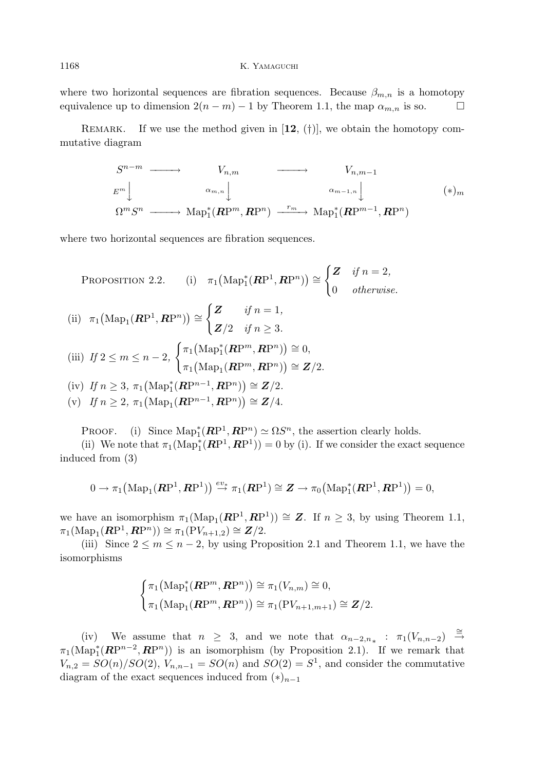where two horizontal sequences are fibration sequences. Because $\beta_{m,n}$ is a homotopy equivalence up to dimension $2(n-m)-1$ by Theorem 1.1, the map $\alpha_{m,n}$ is so. $\square$

REMARK. If we use the method given in [**12**, (†)], we obtain the homotopy commutative diagram

$$\begin{array}{ccccc} S^{n-m} & \longrightarrow & V_{n,m} & \longrightarrow & V_{n,m-1} \\ {\scriptstyle E^m}\downarrow & & {\scriptstyle \alpha_{m,n}}\downarrow & & {\scriptstyle \alpha_{m-1,n}}\downarrow \\ \Omega^m S^n & \longrightarrow & \mathrm{Map}_1^*(\boldsymbol{R}\mathrm{P}^m, \boldsymbol{R}\mathrm{P}^n) & \xrightarrow{r_m} & \mathrm{Map}_1^*(\boldsymbol{R}\mathrm{P}^{m-1}, \boldsymbol{R}\mathrm{P}^n) \end{array} \qquad (*)_m$$

where two horizontal sequences are fibration sequences.

PROPOSITION 2.2. (i) $\pi_1\big(\mathrm{Map}_1^*(\boldsymbol{R}\mathrm{P}^1, \boldsymbol{R}\mathrm{P}^n)\big) \cong \begin{cases} \boldsymbol{Z} & \text{if } n=2, \\ 0 & \text{otherwise.} \end{cases}$

(ii) $\pi_1\big(\mathrm{Map}_1(\boldsymbol{R}\mathrm{P}^1, \boldsymbol{R}\mathrm{P}^n)\big) \cong \begin{cases} \boldsymbol{Z} & \text{if } n=1, \\ \boldsymbol{Z}/2 & \text{if } n\geq 3. \end{cases}$

(iii) *If* $2\leq m\leq n-2$, $\begin{cases} \pi_1\big(\mathrm{Map}_1^*(\boldsymbol{R}\mathrm{P}^m, \boldsymbol{R}\mathrm{P}^n)\big) \cong 0, \\ \pi_1\big(\mathrm{Map}_1(\boldsymbol{R}\mathrm{P}^m, \boldsymbol{R}\mathrm{P}^n)\big) \cong \boldsymbol{Z}/2. \end{cases}$

(iv) *If* $n\geq 3$, $\pi_1\big(\mathrm{Map}_1^*(\boldsymbol{R}\mathrm{P}^{n-1}, \boldsymbol{R}\mathrm{P}^n)\big) \cong \boldsymbol{Z}/2$.

(v) *If* $n\geq 2$, $\pi_1\big(\mathrm{Map}_1(\boldsymbol{R}\mathrm{P}^{n-1}, \boldsymbol{R}\mathrm{P}^n)\big) \cong \boldsymbol{Z}/4$.

PROOF. (i) Since $\mathrm{Map}_1^*(\boldsymbol{R}\mathrm{P}^1, \boldsymbol{R}\mathrm{P}^n) \simeq \Omega S^n$, the assertion clearly holds.

(ii) We note that $\pi_1(\mathrm{Map}_1^*(\boldsymbol{R}\mathrm{P}^1, \boldsymbol{R}\mathrm{P}^1)) = 0$ by (i). If we consider the exact sequence induced from (3)

$$0 \to \pi_1\big(\mathrm{Map}_1(\boldsymbol{R}\mathrm{P}^1, \boldsymbol{R}\mathrm{P}^1)\big) \xrightarrow{ev_*} \pi_1(\boldsymbol{R}\mathrm{P}^1) \cong \boldsymbol{Z} \to \pi_0\big(\mathrm{Map}_1^*(\boldsymbol{R}\mathrm{P}^1, \boldsymbol{R}\mathrm{P}^1)\big) = 0,$$

we have an isomorphism $\pi_1(\mathrm{Map}_1(\boldsymbol{R}\mathrm{P}^1, \boldsymbol{R}\mathrm{P}^1)) \cong \boldsymbol{Z}$. If $n\geq 3$, by using Theorem 1.1, $\pi_1(\mathrm{Map}_1(\boldsymbol{R}\mathrm{P}^1, \boldsymbol{R}\mathrm{P}^n)) \cong \pi_1(\mathrm{P}V_{n+1,2}) \cong \boldsymbol{Z}/2$.

(iii) Since $2\leq m\leq n-2$, by using Proposition 2.1 and Theorem 1.1, we have the isomorphisms

$$\begin{cases} \pi_1\big(\mathrm{Map}_1^*(\boldsymbol{R}\mathrm{P}^m, \boldsymbol{R}\mathrm{P}^n)\big) \cong \pi_1(V_{n,m}) \cong 0, \\ \pi_1\big(\mathrm{Map}_1(\boldsymbol{R}\mathrm{P}^m, \boldsymbol{R}\mathrm{P}^n)\big) \cong \pi_1(\mathrm{P}V_{n+1,m+1}) \cong \boldsymbol{Z}/2. \end{cases}$$

(iv) We assume that $n\geq 3$, and we note that $\alpha_{n-2,n_*}: \pi_1(V_{n,n-2}) \xrightarrow{\cong} \pi_1(\mathrm{Map}_1^*(\boldsymbol{R}\mathrm{P}^{n-2}, \boldsymbol{R}\mathrm{P}^n))$ is an isomorphism (by Proposition 2.1). If we remark that $V_{n,2} = SO(n)/SO(2)$, $V_{n,n-1} = SO(n)$ and $SO(2) = S^1$, and consider the commutative diagram of the exact sequences induced from $(*)_{n-1}$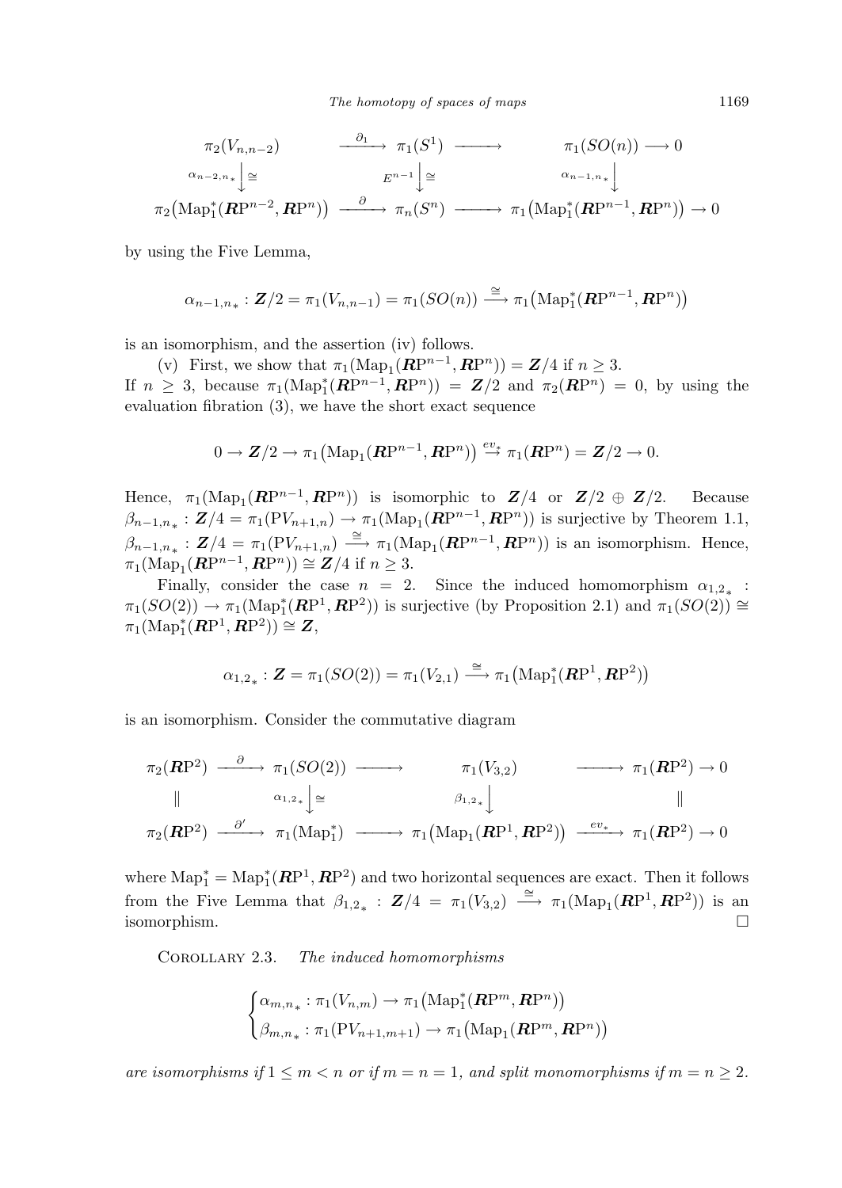$$
\begin{array}{ccccc}
\pi_2(V_{n,n-2}) & \xrightarrow{\partial_1} & \pi_1(S^1) & \longrightarrow & \pi_1(SO(n)) \longrightarrow 0 \\
{\scriptstyle \alpha_{n-2,n_*}} \downarrow \cong & & {\scriptstyle E^{n-1}} \downarrow \cong & & {\scriptstyle \alpha_{n-1,n_*}} \downarrow \\
\pi_2\big(\mathrm{Map}_1^*(\boldsymbol{R}\mathrm{P}^{n-2}, \boldsymbol{R}\mathrm{P}^n)\big) & \xrightarrow{\partial} & \pi_n(S^n) & \longrightarrow & \pi_1\big(\mathrm{Map}_1^*(\boldsymbol{R}\mathrm{P}^{n-1}, \boldsymbol{R}\mathrm{P}^n)\big) \to 0
\end{array}
$$

by using the Five Lemma,

$$
\alpha_{n-1,n_*} : \boldsymbol{Z}/2 = \pi_1(V_{n,n-1}) = \pi_1(SO(n)) \xrightarrow{\cong} \pi_1\big(\mathrm{Map}_1^*(\boldsymbol{R}\mathrm{P}^{n-1}, \boldsymbol{R}\mathrm{P}^n)\big)
$$

is an isomorphism, and the assertion (iv) follows.

(v) First, we show that $\pi_1(\mathrm{Map}_1(\boldsymbol{R}\mathrm{P}^{n-1}, \boldsymbol{R}\mathrm{P}^n)) = \boldsymbol{Z}/4$ if $n \geq 3$. If $n \geq 3$, because $\pi_1(\mathrm{Map}_1^*(\boldsymbol{R}\mathrm{P}^{n-1}, \boldsymbol{R}\mathrm{P}^n)) = \boldsymbol{Z}/2$ and $\pi_2(\boldsymbol{R}\mathrm{P}^n) = 0$, by using the evaluation fibration (3), we have the short exact sequence

$$
0 \to \boldsymbol{Z}/2 \to \pi_1\big(\mathrm{Map}_1(\boldsymbol{R}\mathrm{P}^{n-1}, \boldsymbol{R}\mathrm{P}^n)\big) \overset{ev_*}{\to} \pi_1(\boldsymbol{R}\mathrm{P}^n) = \boldsymbol{Z}/2 \to 0.
$$

Hence, $\pi_1(\mathrm{Map}_1(\boldsymbol{R}\mathrm{P}^{n-1}, \boldsymbol{R}\mathrm{P}^n))$ is isomorphic to $\boldsymbol{Z}/4$ or $\boldsymbol{Z}/2 \oplus \boldsymbol{Z}/2$. Because $\beta_{n-1,n_*} : \boldsymbol{Z}/4 = \pi_1(\mathrm{PV}_{n+1,n}) \to \pi_1(\mathrm{Map}_1(\boldsymbol{R}\mathrm{P}^{n-1}, \boldsymbol{R}\mathrm{P}^n))$ is surjective by Theorem 1.1, $\beta_{n-1,n_*} : \boldsymbol{Z}/4 = \pi_1(\mathrm{PV}_{n+1,n}) \xrightarrow{\cong} \pi_1(\mathrm{Map}_1(\boldsymbol{R}\mathrm{P}^{n-1}, \boldsymbol{R}\mathrm{P}^n))$ is an isomorphism. Hence, $\pi_1(\mathrm{Map}_1(\boldsymbol{R}\mathrm{P}^{n-1}, \boldsymbol{R}\mathrm{P}^n)) \cong \boldsymbol{Z}/4$ if $n \geq 3$.

Finally, consider the case $n = 2$. Since the induced homomorphism $\alpha_{1,2_*}$ : $\pi_1(SO(2)) \to \pi_1(\mathrm{Map}_1^*(\boldsymbol{R}\mathrm{P}^1, \boldsymbol{R}\mathrm{P}^2))$ is surjective (by Proposition 2.1) and $\pi_1(SO(2)) \cong \pi_1(\mathrm{Map}_1^*(\boldsymbol{R}\mathrm{P}^1, \boldsymbol{R}\mathrm{P}^2)) \cong \boldsymbol{Z}$,

$$
\alpha_{1,2_*} : \boldsymbol{Z} = \pi_1(SO(2)) = \pi_1(V_{2,1}) \xrightarrow{\cong} \pi_1\big(\mathrm{Map}_1^*(\boldsymbol{R}\mathrm{P}^1, \boldsymbol{R}\mathrm{P}^2)\big)
$$

is an isomorphism. Consider the commutative diagram

$$
\begin{array}{ccccccc}
\pi_2(\boldsymbol{R}\mathrm{P}^2) & \xrightarrow{\partial} & \pi_1(SO(2)) & \longrightarrow & \pi_1(V_{3,2}) & \longrightarrow & \pi_1(\boldsymbol{R}\mathrm{P}^2) \to 0 \\
\| & & {\scriptstyle \alpha_{1,2_*}} \downarrow \cong & & {\scriptstyle \beta_{1,2_*}} \downarrow & & \| \\
\pi_2(\boldsymbol{R}\mathrm{P}^2) & \xrightarrow{\partial'} & \pi_1(\mathrm{Map}_1^*) & \longrightarrow & \pi_1\big(\mathrm{Map}_1(\boldsymbol{R}\mathrm{P}^1, \boldsymbol{R}\mathrm{P}^2)\big) & \xrightarrow{ev_*} & \pi_1(\boldsymbol{R}\mathrm{P}^2) \to 0
\end{array}
$$

where $\mathrm{Map}_1^* = \mathrm{Map}_1^*(\boldsymbol{R}\mathrm{P}^1, \boldsymbol{R}\mathrm{P}^2)$ and two horizontal sequences are exact. Then it follows from the Five Lemma that $\beta_{1,2_*} : \boldsymbol{Z}/4 = \pi_1(V_{3,2}) \xrightarrow{\cong} \pi_1(\mathrm{Map}_1(\boldsymbol{R}\mathrm{P}^1, \boldsymbol{R}\mathrm{P}^2))$ is an isomorphism. $\square$

Corollary 2.3. *The induced homomorphisms*

$$
\begin{cases}
\alpha_{m,n_*} : \pi_1(V_{n,m}) \to \pi_1\big(\mathrm{Map}_1^*(\boldsymbol{R}\mathrm{P}^m, \boldsymbol{R}\mathrm{P}^n)\big) \\
\beta_{m,n_*} : \pi_1(\mathrm{PV}_{n+1,m+1}) \to \pi_1\big(\mathrm{Map}_1(\boldsymbol{R}\mathrm{P}^m, \boldsymbol{R}\mathrm{P}^n)\big)
\end{cases}
$$

*are isomorphisms if $1 \leq m < n$ or if $m = n = 1$, and split monomorphisms if $m = n \geq 2$.*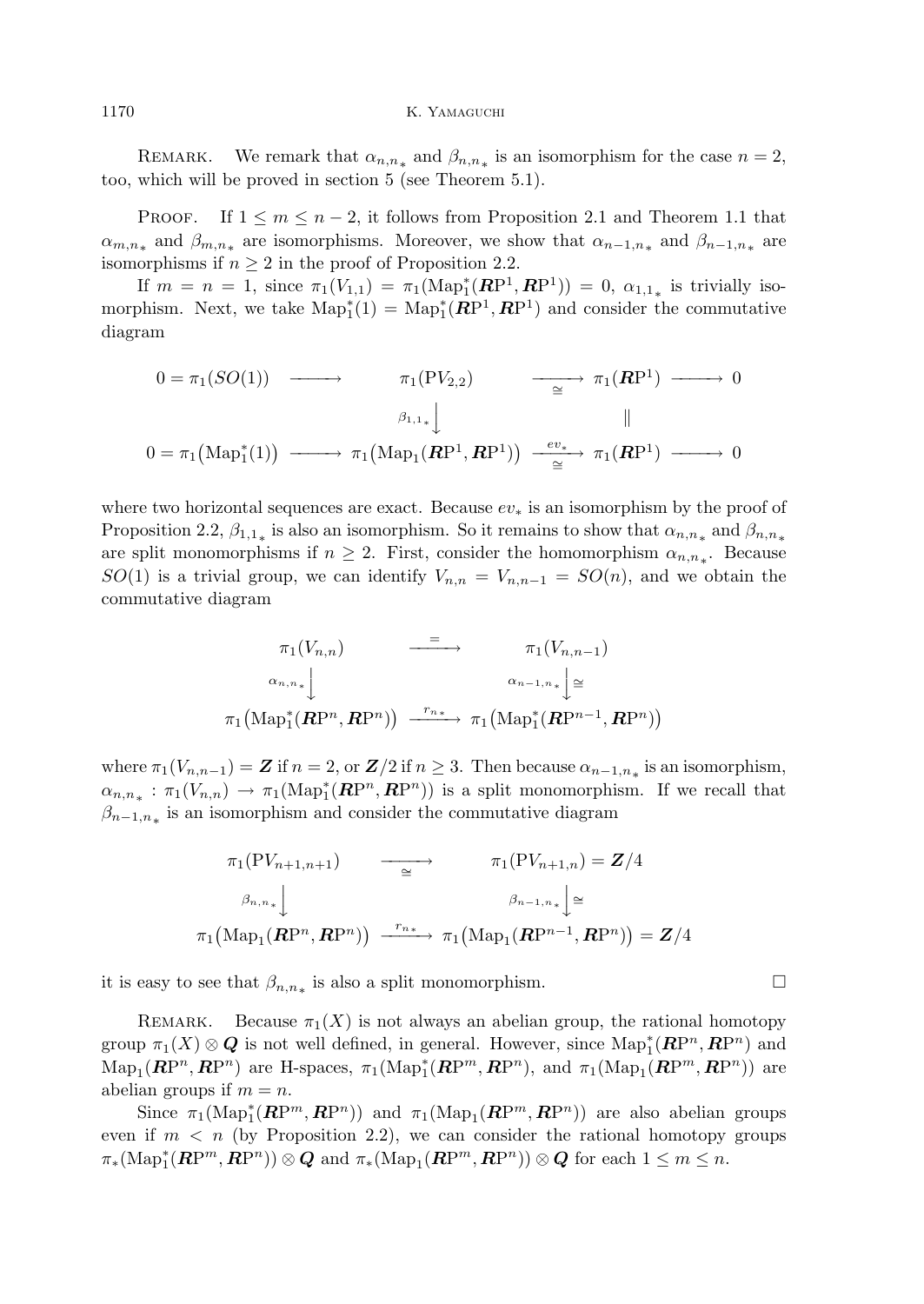Remark. We remark that $\alpha_{n,n_*}$ and $\beta_{n,n_*}$ is an isomorphism for the case $n=2$, too, which will be proved in section 5 (see Theorem 5.1).

Proof. If $1 \le m \le n-2$, it follows from Proposition 2.1 and Theorem 1.1 that $\alpha_{m,n_*}$ and $\beta_{m,n_*}$ are isomorphisms. Moreover, we show that $\alpha_{n-1,n_*}$ and $\beta_{n-1,n_*}$ are isomorphisms if $n \ge 2$ in the proof of Proposition 2.2.

If $m = n = 1$, since $\pi_1(V_{1,1}) = \pi_1(\mathrm{Map}_1^*(\boldsymbol{R}\mathrm{P}^1, \boldsymbol{R}\mathrm{P}^1)) = 0$, $\alpha_{1,1_*}$ is trivially isomorphism. Next, we take $\mathrm{Map}_1^*(1) = \mathrm{Map}_1^*(\boldsymbol{R}\mathrm{P}^1, \boldsymbol{R}\mathrm{P}^1)$ and consider the commutative diagram

$$
\begin{array}{ccccccc}
0 = \pi_1(SO(1)) & \longrightarrow & \pi_1(\mathrm{P}V_{2,2}) & \xrightarrow[\cong]{} & \pi_1(\boldsymbol{R}\mathrm{P}^1) & \longrightarrow & 0 \\
 & & \Big\downarrow{\scriptstyle \beta_{1,1_*}} & & \Big\| & & \\
0 = \pi_1(\mathrm{Map}_1^*(1)) & \longrightarrow & \pi_1(\mathrm{Map}_1(\boldsymbol{R}\mathrm{P}^1, \boldsymbol{R}\mathrm{P}^1)) & \xrightarrow[\cong]{ev_*} & \pi_1(\boldsymbol{R}\mathrm{P}^1) & \longrightarrow & 0
\end{array}
$$

where two horizontal sequences are exact. Because $ev_*$ is an isomorphism by the proof of Proposition 2.2, $\beta_{1,1_*}$ is also an isomorphism. So it remains to show that $\alpha_{n,n_*}$ and $\beta_{n,n_*}$ are split monomorphisms if $n \ge 2$. First, consider the homomorphism $\alpha_{n,n_*}$. Because $SO(1)$ is a trivial group, we can identify $V_{n,n} = V_{n,n-1} = SO(n)$, and we obtain the commutative diagram

$$
\begin{array}{ccc}
\pi_1(V_{n,n}) & \xrightarrow{=} & \pi_1(V_{n,n-1}) \\
\Big\downarrow{\scriptstyle \alpha_{n,n_*}} & & \Big\downarrow{\scriptstyle \alpha_{n-1,n_*}} \cong \\
\pi_1(\mathrm{Map}_1^*(\boldsymbol{R}\mathrm{P}^n, \boldsymbol{R}\mathrm{P}^n)) & \xrightarrow{r_{n*}} & \pi_1(\mathrm{Map}_1^*(\boldsymbol{R}\mathrm{P}^{n-1}, \boldsymbol{R}\mathrm{P}^n))
\end{array}
$$

where $\pi_1(V_{n,n-1}) = \boldsymbol{Z}$ if $n=2$, or $\boldsymbol{Z}/2$ if $n \ge 3$. Then because $\alpha_{n-1,n_*}$ is an isomorphism, $\alpha_{n,n_*} : \pi_1(V_{n,n}) \to \pi_1(\mathrm{Map}_1^*(\boldsymbol{R}\mathrm{P}^n, \boldsymbol{R}\mathrm{P}^n))$ is a split monomorphism. If we recall that $\beta_{n-1,n_*}$ is an isomorphism and consider the commutative diagram

$$
\begin{array}{ccc}
\pi_1(\mathrm{P}V_{n+1,n+1}) & \xrightarrow[\cong]{} & \pi_1(\mathrm{P}V_{n+1,n}) = \boldsymbol{Z}/4 \\
\Big\downarrow{\scriptstyle \beta_{n,n_*}} & & \Big\downarrow{\scriptstyle \beta_{n-1,n_*}} \cong \\
\pi_1(\mathrm{Map}_1(\boldsymbol{R}\mathrm{P}^n, \boldsymbol{R}\mathrm{P}^n)) & \xrightarrow{r_{n*}} & \pi_1(\mathrm{Map}_1(\boldsymbol{R}\mathrm{P}^{n-1}, \boldsymbol{R}\mathrm{P}^n)) = \boldsymbol{Z}/4
\end{array}
$$

it is easy to see that $\beta_{n,n_*}$ is also a split monomorphism. □

Remark. Because $\pi_1(X)$ is not always an abelian group, the rational homotopy group $\pi_1(X) \otimes \boldsymbol{Q}$ is not well defined, in general. However, since $\mathrm{Map}_1^*(\boldsymbol{R}\mathrm{P}^n, \boldsymbol{R}\mathrm{P}^n)$ and $\mathrm{Map}_1(\boldsymbol{R}\mathrm{P}^n, \boldsymbol{R}\mathrm{P}^n)$ are H-spaces, $\pi_1(\mathrm{Map}_1^*(\boldsymbol{R}\mathrm{P}^m, \boldsymbol{R}\mathrm{P}^n))$, and $\pi_1(\mathrm{Map}_1(\boldsymbol{R}\mathrm{P}^m, \boldsymbol{R}\mathrm{P}^n))$ are abelian groups if $m = n$.

Since $\pi_1(\mathrm{Map}_1^*(\boldsymbol{R}\mathrm{P}^m, \boldsymbol{R}\mathrm{P}^n))$ and $\pi_1(\mathrm{Map}_1(\boldsymbol{R}\mathrm{P}^m, \boldsymbol{R}\mathrm{P}^n))$ are also abelian groups even if $m < n$ (by Proposition 2.2), we can consider the rational homotopy groups $\pi_*(\mathrm{Map}_1^*(\boldsymbol{R}\mathrm{P}^m, \boldsymbol{R}\mathrm{P}^n)) \otimes \boldsymbol{Q}$ and $\pi_*(\mathrm{Map}_1(\boldsymbol{R}\mathrm{P}^m, \boldsymbol{R}\mathrm{P}^n)) \otimes \boldsymbol{Q}$ for each $1 \le m \le n$.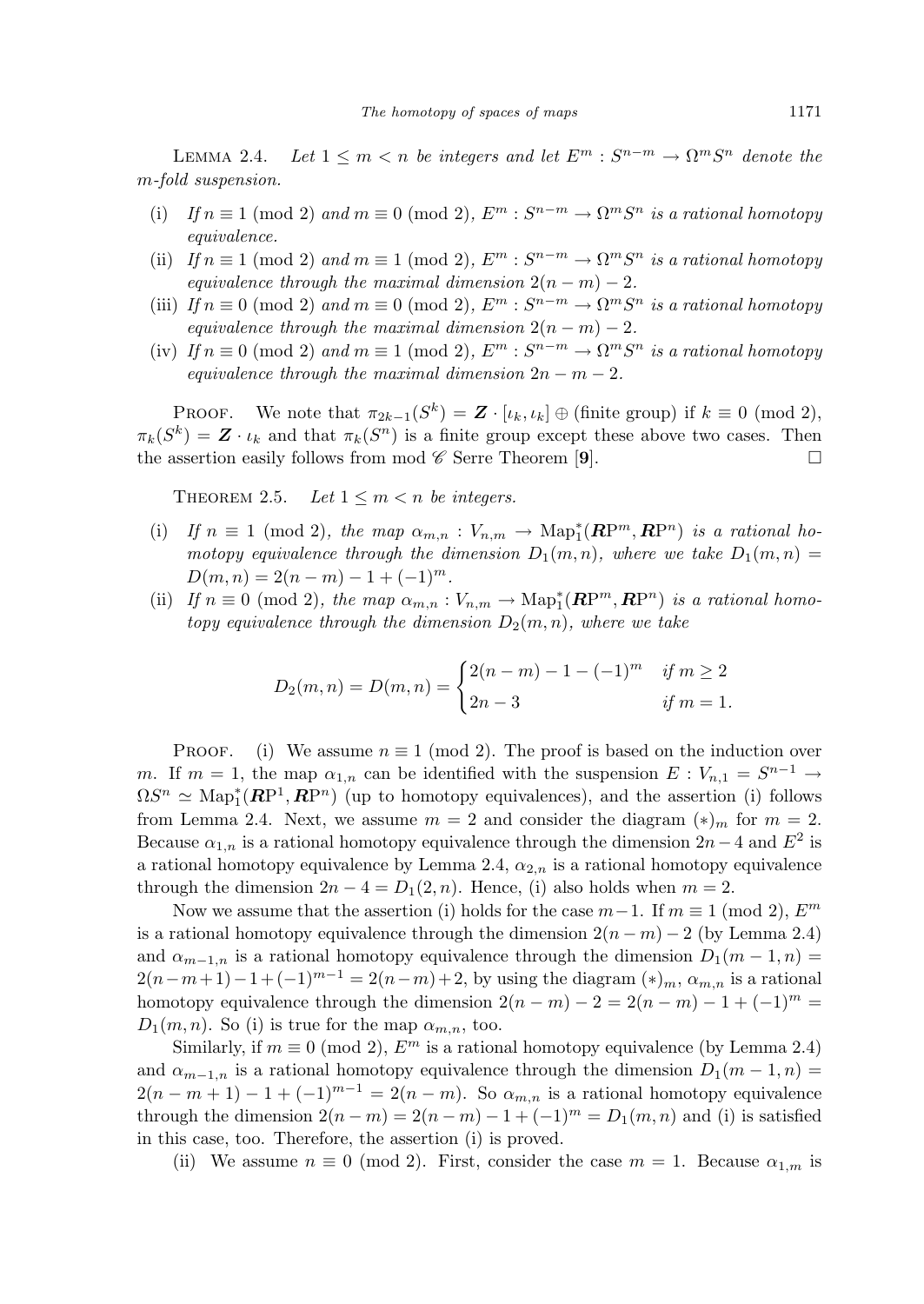Lemma 2.4. *Let $1 \leq m < n$ be integers and let $E^m : S^{n-m} \to \Omega^m S^n$ denote the $m$-fold suspension.*

- (i) *If $n \equiv 1 \pmod 2$ and $m \equiv 0 \pmod 2$, $E^m : S^{n-m} \to \Omega^m S^n$ is a rational homotopy equivalence.*
- (ii) *If $n \equiv 1 \pmod 2$ and $m \equiv 1 \pmod 2$, $E^m : S^{n-m} \to \Omega^m S^n$ is a rational homotopy equivalence through the maximal dimension $2(n-m)-2$.*
- (iii) *If $n \equiv 0 \pmod 2$ and $m \equiv 0 \pmod 2$, $E^m : S^{n-m} \to \Omega^m S^n$ is a rational homotopy equivalence through the maximal dimension $2(n-m)-2$.*
- (iv) *If $n \equiv 0 \pmod 2$ and $m \equiv 1 \pmod 2$, $E^m : S^{n-m} \to \Omega^m S^n$ is a rational homotopy equivalence through the maximal dimension $2n-m-2$.*

Proof. We note that $\pi_{2k-1}(S^k) = \boldsymbol{Z} \cdot [\iota_k, \iota_k] \oplus$ (finite group) if $k \equiv 0 \pmod 2$, $\pi_k(S^k) = \boldsymbol{Z} \cdot \iota_k$ and that $\pi_k(S^n)$ is a finite group except these above two cases. Then the assertion easily follows from mod $\mathscr{C}$ Serre Theorem [**9**]. $\square$

Theorem 2.5. *Let $1 \leq m < n$ be integers.*

- (i) *If $n \equiv 1 \pmod 2$, the map $\alpha_{m,n} : V_{n,m} \to \mathrm{Map}_1^*(\boldsymbol{R}\mathrm{P}^m, \boldsymbol{R}\mathrm{P}^n)$ is a rational homotopy equivalence through the dimension $D_1(m,n)$, where we take $D_1(m,n) = D(m,n) = 2(n-m)-1+(-1)^m$.*
- (ii) *If $n \equiv 0 \pmod 2$, the map $\alpha_{m,n} : V_{n,m} \to \mathrm{Map}_1^*(\boldsymbol{R}\mathrm{P}^m, \boldsymbol{R}\mathrm{P}^n)$ is a rational homotopy equivalence through the dimension $D_2(m,n)$, where we take*

$$D_2(m,n) = D(m,n) = \begin{cases} 2(n-m)-1-(-1)^m & \text{if } m \geq 2 \\ 2n-3 & \text{if } m = 1. \end{cases}$$

Proof. (i) We assume $n \equiv 1 \pmod 2$. The proof is based on the induction over $m$. If $m = 1$, the map $\alpha_{1,n}$ can be identified with the suspension $E : V_{n,1} = S^{n-1} \to \Omega S^n \simeq \mathrm{Map}_1^*(\boldsymbol{R}\mathrm{P}^1, \boldsymbol{R}\mathrm{P}^n)$ (up to homotopy equivalences), and the assertion (i) follows from Lemma 2.4. Next, we assume $m = 2$ and consider the diagram $(*)_m$ for $m = 2$. Because $\alpha_{1,n}$ is a rational homotopy equivalence through the dimension $2n-4$ and $E^2$ is a rational homotopy equivalence by Lemma 2.4, $\alpha_{2,n}$ is a rational homotopy equivalence through the dimension $2n-4 = D_1(2,n)$. Hence, (i) also holds when $m = 2$.

Now we assume that the assertion (i) holds for the case $m-1$. If $m \equiv 1 \pmod 2$, $E^m$ is a rational homotopy equivalence through the dimension $2(n-m)-2$ (by Lemma 2.4) and $\alpha_{m-1,n}$ is a rational homotopy equivalence through the dimension $D_1(m-1,n) = 2(n-m+1)-1+(-1)^{m-1} = 2(n-m)+2$, by using the diagram $(*)_m$, $\alpha_{m,n}$ is a rational homotopy equivalence through the dimension $2(n-m)-2 = 2(n-m)-1+(-1)^m = D_1(m,n)$. So (i) is true for the map $\alpha_{m,n}$, too.

Similarly, if $m \equiv 0 \pmod 2$, $E^m$ is a rational homotopy equivalence (by Lemma 2.4) and $\alpha_{m-1,n}$ is a rational homotopy equivalence through the dimension $D_1(m-1,n) = 2(n-m+1)-1+(-1)^{m-1} = 2(n-m)$. So $\alpha_{m,n}$ is a rational homotopy equivalence through the dimension $2(n-m) = 2(n-m)-1+(-1)^m = D_1(m,n)$ and (i) is satisfied in this case, too. Therefore, the assertion (i) is proved.

(ii) We assume $n \equiv 0 \pmod 2$. First, consider the case $m = 1$. Because $\alpha_{1,m}$ is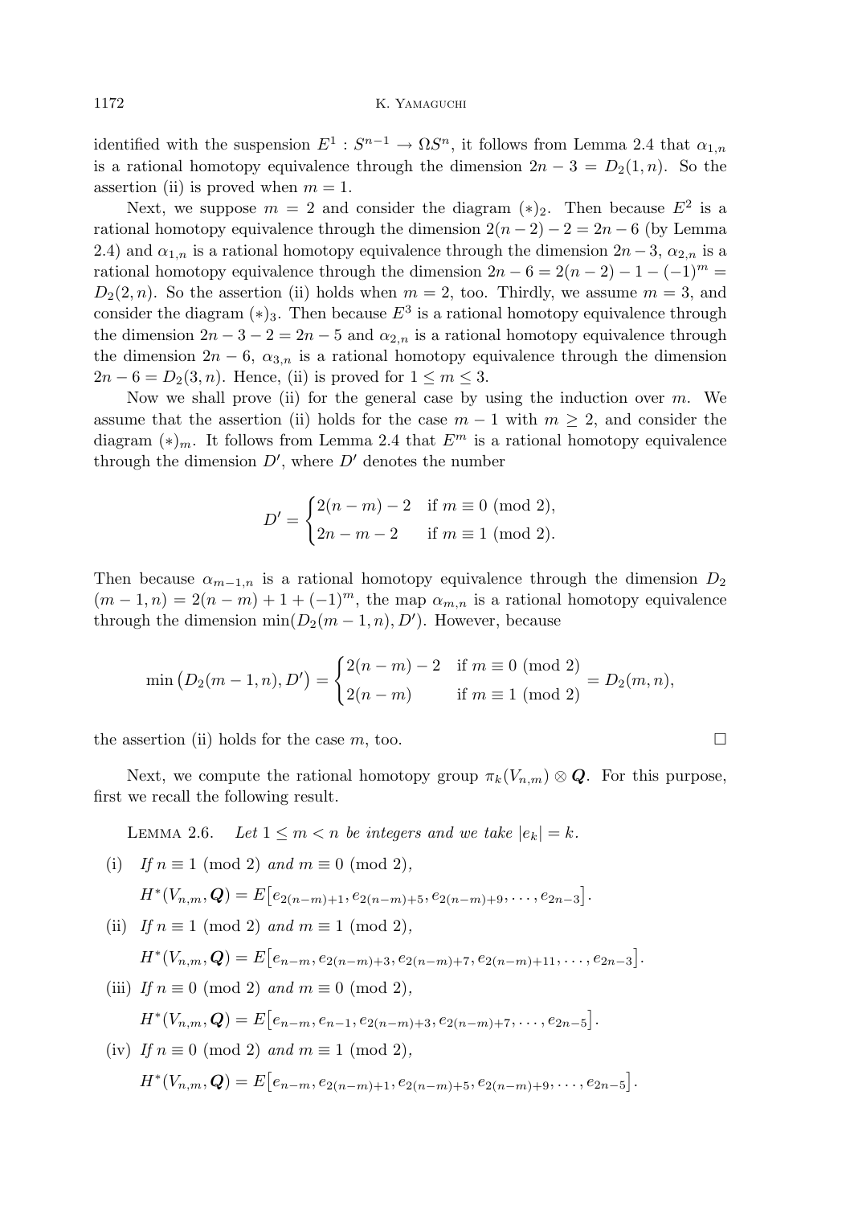identified with the suspension $E^1 : S^{n-1} \to \Omega S^n$, it follows from Lemma 2.4 that $\alpha_{1,n}$ is a rational homotopy equivalence through the dimension $2n-3 = D_2(1,n)$. So the assertion (ii) is proved when $m=1$.

Next, we suppose $m=2$ and consider the diagram $(*)_2$. Then because $E^2$ is a rational homotopy equivalence through the dimension $2(n-2)-2 = 2n-6$ (by Lemma 2.4) and $\alpha_{1,n}$ is a rational homotopy equivalence through the dimension $2n-3$, $\alpha_{2,n}$ is a rational homotopy equivalence through the dimension $2n-6 = 2(n-2)-1-(-1)^m = D_2(2,n)$. So the assertion (ii) holds when $m=2$, too. Thirdly, we assume $m=3$, and consider the diagram $(*)_3$. Then because $E^3$ is a rational homotopy equivalence through the dimension $2n-3-2 = 2n-5$ and $\alpha_{2,n}$ is a rational homotopy equivalence through the dimension $2n-6$, $\alpha_{3,n}$ is a rational homotopy equivalence through the dimension $2n-6 = D_2(3,n)$. Hence, (ii) is proved for $1 \leq m \leq 3$.

Now we shall prove (ii) for the general case by using the induction over $m$. We assume that the assertion (ii) holds for the case $m-1$ with $m \geq 2$, and consider the diagram $(*)_m$. It follows from Lemma 2.4 that $E^m$ is a rational homotopy equivalence through the dimension $D'$, where $D'$ denotes the number

$$D' = \begin{cases} 2(n-m)-2 & \text{if } m \equiv 0 \pmod 2, \\ 2n-m-2 & \text{if } m \equiv 1 \pmod 2. \end{cases}$$

Then because $\alpha_{m-1,n}$ is a rational homotopy equivalence through the dimension $D_2(m-1,n) = 2(n-m)+1+(-1)^m$, the map $\alpha_{m,n}$ is a rational homotopy equivalence through the dimension $\min(D_2(m-1,n), D')$. However, because

$$\min\big(D_2(m-1,n), D'\big) = \begin{cases} 2(n-m)-2 & \text{if } m \equiv 0 \pmod 2 \\ 2(n-m) & \text{if } m \equiv 1 \pmod 2 \end{cases} = D_2(m,n),$$

the assertion (ii) holds for the case $m$, too. $\square$

Next, we compute the rational homotopy group $\pi_k(V_{n,m}) \otimes \boldsymbol{Q}$. For this purpose, first we recall the following result.

LEMMA 2.6. *Let $1 \leq m < n$ be integers and we take $|e_k| = k$.*

(i) *If $n \equiv 1 \pmod 2$ and $m \equiv 0 \pmod 2$,*

$$H^*(V_{n,m}, \boldsymbol{Q}) = E\big[e_{2(n-m)+1}, e_{2(n-m)+5}, e_{2(n-m)+9}, \ldots, e_{2n-3}\big].$$

(ii) *If $n \equiv 1 \pmod 2$ and $m \equiv 1 \pmod 2$,*

$$H^*(V_{n,m}, \boldsymbol{Q}) = E\big[e_{n-m}, e_{2(n-m)+3}, e_{2(n-m)+7}, e_{2(n-m)+11}, \ldots, e_{2n-3}\big].$$

(iii) *If $n \equiv 0 \pmod 2$ and $m \equiv 0 \pmod 2$,*

$$H^*(V_{n,m}, \boldsymbol{Q}) = E\big[e_{n-m}, e_{n-1}, e_{2(n-m)+3}, e_{2(n-m)+7}, \ldots, e_{2n-5}\big].$$

(iv) *If $n \equiv 0 \pmod 2$ and $m \equiv 1 \pmod 2$,*

$$H^*(V_{n,m}, \boldsymbol{Q}) = E\big[e_{n-m}, e_{2(n-m)+1}, e_{2(n-m)+5}, e_{2(n-m)+9}, \ldots, e_{2n-5}\big].$$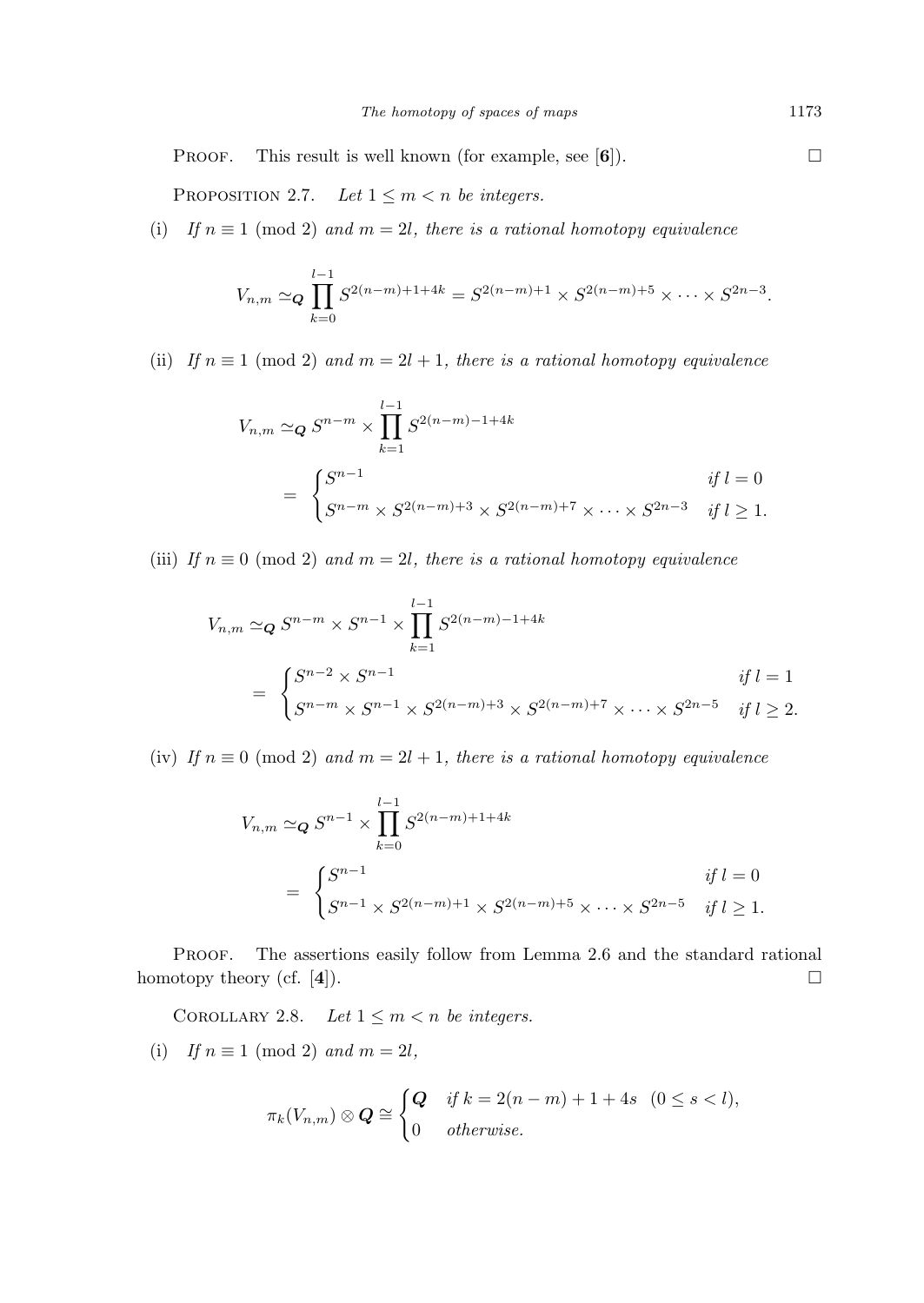Proof. This result is well known (for example, see [**6**]). $\square$

Proposition 2.7. *Let $1 \leq m < n$ be integers.*

(i) *If $n \equiv 1 \pmod 2$ and $m = 2l$, there is a rational homotopy equivalence*

$$V_{n,m} \simeq_{\boldsymbol{Q}} \prod_{k=0}^{l-1} S^{2(n-m)+1+4k} = S^{2(n-m)+1} \times S^{2(n-m)+5} \times \cdots \times S^{2n-3}.$$

(ii) *If $n \equiv 1 \pmod 2$ and $m = 2l+1$, there is a rational homotopy equivalence*

$$\begin{aligned} V_{n,m} &\simeq_{\boldsymbol{Q}} S^{n-m} \times \prod_{k=1}^{l-1} S^{2(n-m)-1+4k} \\ &= \begin{cases} S^{n-1} & \text{if } l = 0 \\ S^{n-m} \times S^{2(n-m)+3} \times S^{2(n-m)+7} \times \cdots \times S^{2n-3} & \text{if } l \geq 1. \end{cases} \end{aligned}$$

(iii) *If $n \equiv 0 \pmod 2$ and $m = 2l$, there is a rational homotopy equivalence*

$$\begin{aligned} V_{n,m} &\simeq_{\boldsymbol{Q}} S^{n-m} \times S^{n-1} \times \prod_{k=1}^{l-1} S^{2(n-m)-1+4k} \\ &= \begin{cases} S^{n-2} \times S^{n-1} & \text{if } l = 1 \\ S^{n-m} \times S^{n-1} \times S^{2(n-m)+3} \times S^{2(n-m)+7} \times \cdots \times S^{2n-5} & \text{if } l \geq 2. \end{cases} \end{aligned}$$

(iv) *If $n \equiv 0 \pmod 2$ and $m = 2l+1$, there is a rational homotopy equivalence*

$$\begin{aligned} V_{n,m} &\simeq_{\boldsymbol{Q}} S^{n-1} \times \prod_{k=0}^{l-1} S^{2(n-m)+1+4k} \\ &= \begin{cases} S^{n-1} & \text{if } l = 0 \\ S^{n-1} \times S^{2(n-m)+1} \times S^{2(n-m)+5} \times \cdots S^{2n-5} & \text{if } l \geq 1. \end{cases} \end{aligned}$$

Proof. The assertions easily follow from Lemma 2.6 and the standard rational homotopy theory (cf. [**4**]). $\square$

Corollary 2.8. *Let $1 \leq m < n$ be integers.*

(i) *If $n \equiv 1 \pmod 2$ and $m = 2l$,*

$$\pi_k(V_{n,m}) \otimes \boldsymbol{Q} \cong \begin{cases} \boldsymbol{Q} & \text{if } k = 2(n-m)+1+4s \quad (0 \leq s < l), \\ 0 & \text{otherwise.} \end{cases}$$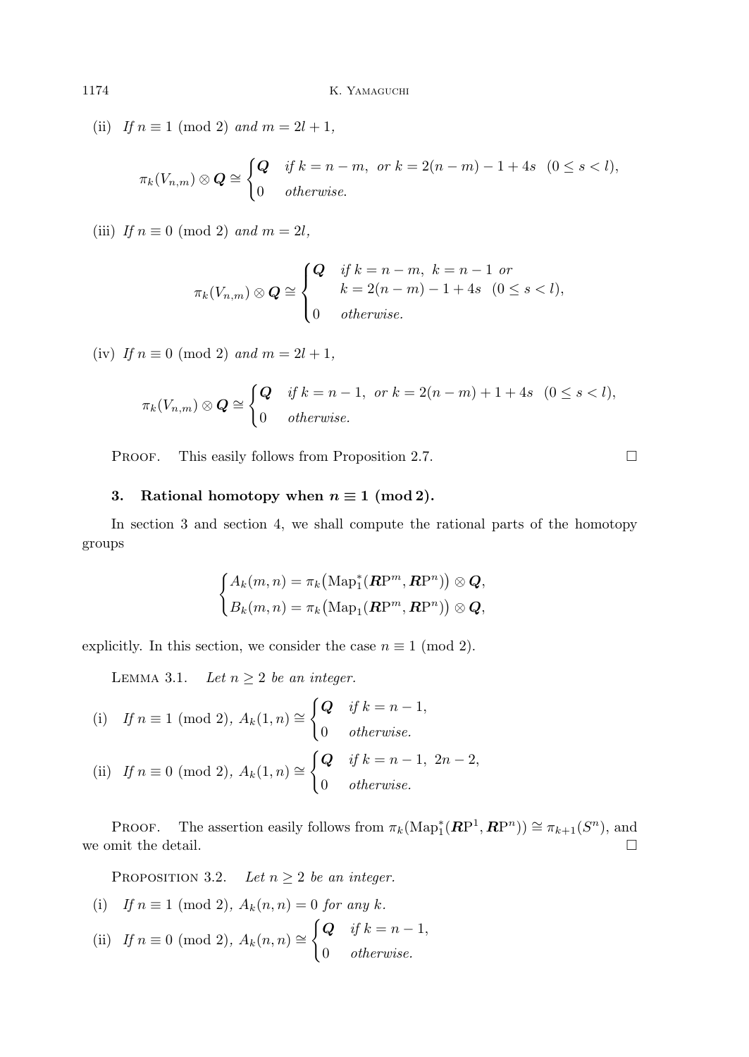(ii) *If* $n \equiv 1 \pmod 2$ *and* $m = 2l+1$,

$$\pi_k(V_{n,m}) \otimes \boldsymbol{Q} \cong \begin{cases} \boldsymbol{Q} & \text{if } k = n-m, \text{ or } k = 2(n-m)-1+4s \quad (0 \le s < l), \\ 0 & \text{otherwise.} \end{cases}$$

(iii) *If* $n \equiv 0 \pmod 2$ *and* $m = 2l$,

$$\pi_k(V_{n,m}) \otimes \boldsymbol{Q} \cong \begin{cases} \boldsymbol{Q} & \text{if } k = n-m, \ k = n-1 \text{ or} \\ & \quad k = 2(n-m)-1+4s \quad (0 \le s < l), \\ 0 & \text{otherwise.} \end{cases}$$

(iv) *If* $n \equiv 0 \pmod 2$ *and* $m = 2l+1$,

$$\pi_k(V_{n,m}) \otimes \boldsymbol{Q} \cong \begin{cases} \boldsymbol{Q} & \text{if } k = n-1, \text{ or } k = 2(n-m)+1+4s \quad (0 \le s < l), \\ 0 & \text{otherwise.} \end{cases}$$

Proof. This easily follows from Proposition 2.7. □

## 3. Rational homotopy when $n \equiv 1 \pmod 2$.

In section 3 and section 4, we shall compute the rational parts of the homotopy groups

$$\begin{cases} A_k(m,n) = \pi_k\big(\mathrm{Map}_1^*(\boldsymbol{R}\mathrm{P}^m, \boldsymbol{R}\mathrm{P}^n)\big) \otimes \boldsymbol{Q}, \\ B_k(m,n) = \pi_k\big(\mathrm{Map}_1(\boldsymbol{R}\mathrm{P}^m, \boldsymbol{R}\mathrm{P}^n)\big) \otimes \boldsymbol{Q}, \end{cases}$$

explicitly. In this section, we consider the case $n \equiv 1 \pmod 2$.

Lemma 3.1. *Let* $n \ge 2$ *be an integer.*

(i) *If* $n \equiv 1 \pmod 2$, $A_k(1,n) \cong \begin{cases} \boldsymbol{Q} & \text{if } k = n-1, \\ 0 & \text{otherwise.} \end{cases}$

(ii) *If* $n \equiv 0 \pmod 2$, $A_k(1,n) \cong \begin{cases} \boldsymbol{Q} & \text{if } k = n-1, \ 2n-2, \\ 0 & \text{otherwise.} \end{cases}$

Proof. The assertion easily follows from $\pi_k(\mathrm{Map}_1^*(\boldsymbol{R}\mathrm{P}^1, \boldsymbol{R}\mathrm{P}^n)) \cong \pi_{k+1}(S^n)$, and we omit the detail. □

Proposition 3.2. *Let* $n \ge 2$ *be an integer.*

(i) *If* $n \equiv 1 \pmod 2$, $A_k(n,n) = 0$ *for any* $k$.

(ii) *If* $n \equiv 0 \pmod 2$, $A_k(n,n) \cong \begin{cases} \boldsymbol{Q} & \text{if } k = n-1, \\ 0 & \text{otherwise.} \end{cases}$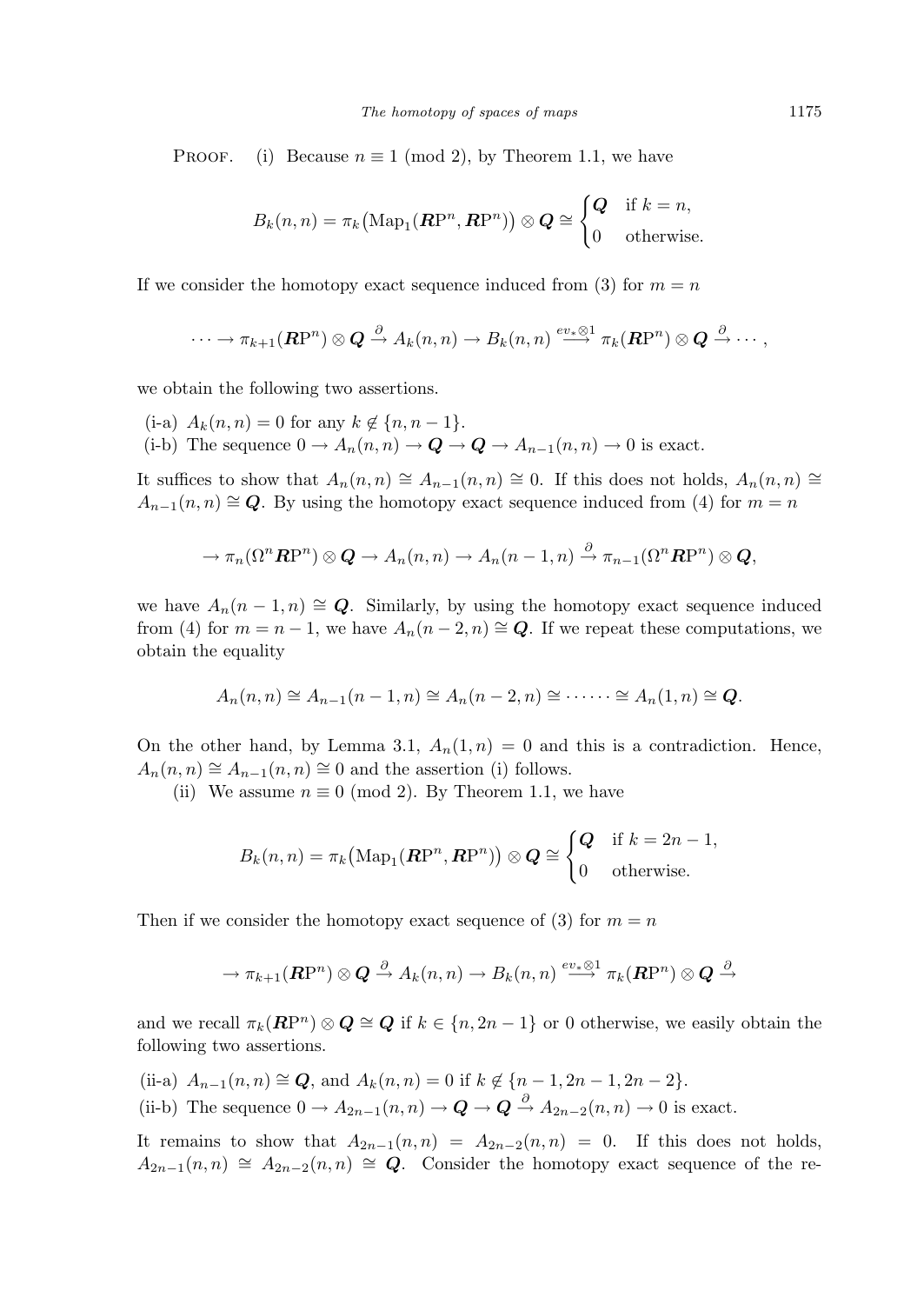PROOF. (i) Because $n \equiv 1 \pmod 2$, by Theorem 1.1, we have

$$B_k(n,n) = \pi_k\big(\mathrm{Map}_1(\boldsymbol{R}\mathrm{P}^n, \boldsymbol{R}\mathrm{P}^n)\big) \otimes \boldsymbol{Q} \cong \begin{cases} \boldsymbol{Q} & \text{if } k = n, \\ 0 & \text{otherwise.} \end{cases}$$

If we consider the homotopy exact sequence induced from (3) for $m = n$

$$\cdots \to \pi_{k+1}(\boldsymbol{R}\mathrm{P}^n) \otimes \boldsymbol{Q} \xrightarrow{\partial} A_k(n,n) \to B_k(n,n) \xrightarrow{ev_* \otimes 1} \pi_k(\boldsymbol{R}\mathrm{P}^n) \otimes \boldsymbol{Q} \xrightarrow{\partial} \cdots,$$

we obtain the following two assertions.

(i-a) $A_k(n,n) = 0$ for any $k \notin \{n, n-1\}$.

(i-b) The sequence $0 \to A_n(n,n) \to \boldsymbol{Q} \to \boldsymbol{Q} \to A_{n-1}(n,n) \to 0$ is exact.

It suffices to show that $A_n(n,n) \cong A_{n-1}(n,n) \cong 0$. If this does not holds, $A_n(n,n) \cong A_{n-1}(n,n) \cong \boldsymbol{Q}$. By using the homotopy exact sequence induced from (4) for $m = n$

$$\to \pi_n(\Omega^n \boldsymbol{R}\mathrm{P}^n) \otimes \boldsymbol{Q} \to A_n(n,n) \to A_n(n-1,n) \xrightarrow{\partial} \pi_{n-1}(\Omega^n \boldsymbol{R}\mathrm{P}^n) \otimes \boldsymbol{Q},$$

we have $A_n(n-1,n) \cong \boldsymbol{Q}$. Similarly, by using the homotopy exact sequence induced from (4) for $m = n-1$, we have $A_n(n-2,n) \cong \boldsymbol{Q}$. If we repeat these computations, we obtain the equality

$$A_n(n,n) \cong A_{n-1}(n-1,n) \cong A_n(n-2,n) \cong \cdots\cdots \cong A_n(1,n) \cong \boldsymbol{Q}.$$

On the other hand, by Lemma 3.1, $A_n(1,n) = 0$ and this is a contradiction. Hence, $A_n(n,n) \cong A_{n-1}(n,n) \cong 0$ and the assertion (i) follows.

(ii) We assume $n \equiv 0 \pmod 2$. By Theorem 1.1, we have

$$B_k(n,n) = \pi_k\big(\mathrm{Map}_1(\boldsymbol{R}\mathrm{P}^n, \boldsymbol{R}\mathrm{P}^n)\big) \otimes \boldsymbol{Q} \cong \begin{cases} \boldsymbol{Q} & \text{if } k = 2n-1, \\ 0 & \text{otherwise.} \end{cases}$$

Then if we consider the homotopy exact sequence of (3) for $m = n$

$$\to \pi_{k+1}(\boldsymbol{R}\mathrm{P}^n) \otimes \boldsymbol{Q} \xrightarrow{\partial} A_k(n,n) \to B_k(n,n) \xrightarrow{ev_* \otimes 1} \pi_k(\boldsymbol{R}\mathrm{P}^n) \otimes \boldsymbol{Q} \xrightarrow{\partial}$$

and we recall $\pi_k(\boldsymbol{R}\mathrm{P}^n) \otimes \boldsymbol{Q} \cong \boldsymbol{Q}$ if $k \in \{n, 2n-1\}$ or 0 otherwise, we easily obtain the following two assertions.

(ii-a) $A_{n-1}(n,n) \cong \boldsymbol{Q}$, and $A_k(n,n) = 0$ if $k \notin \{n-1, 2n-1, 2n-2\}$.

(ii-b) The sequence $0 \to A_{2n-1}(n,n) \to \boldsymbol{Q} \to \boldsymbol{Q} \xrightarrow{\partial} A_{2n-2}(n,n) \to 0$ is exact.

It remains to show that $A_{2n-1}(n,n) = A_{2n-2}(n,n) = 0$. If this does not holds, $A_{2n-1}(n,n) \cong A_{2n-2}(n,n) \cong \boldsymbol{Q}$. Consider the homotopy exact sequence of the re-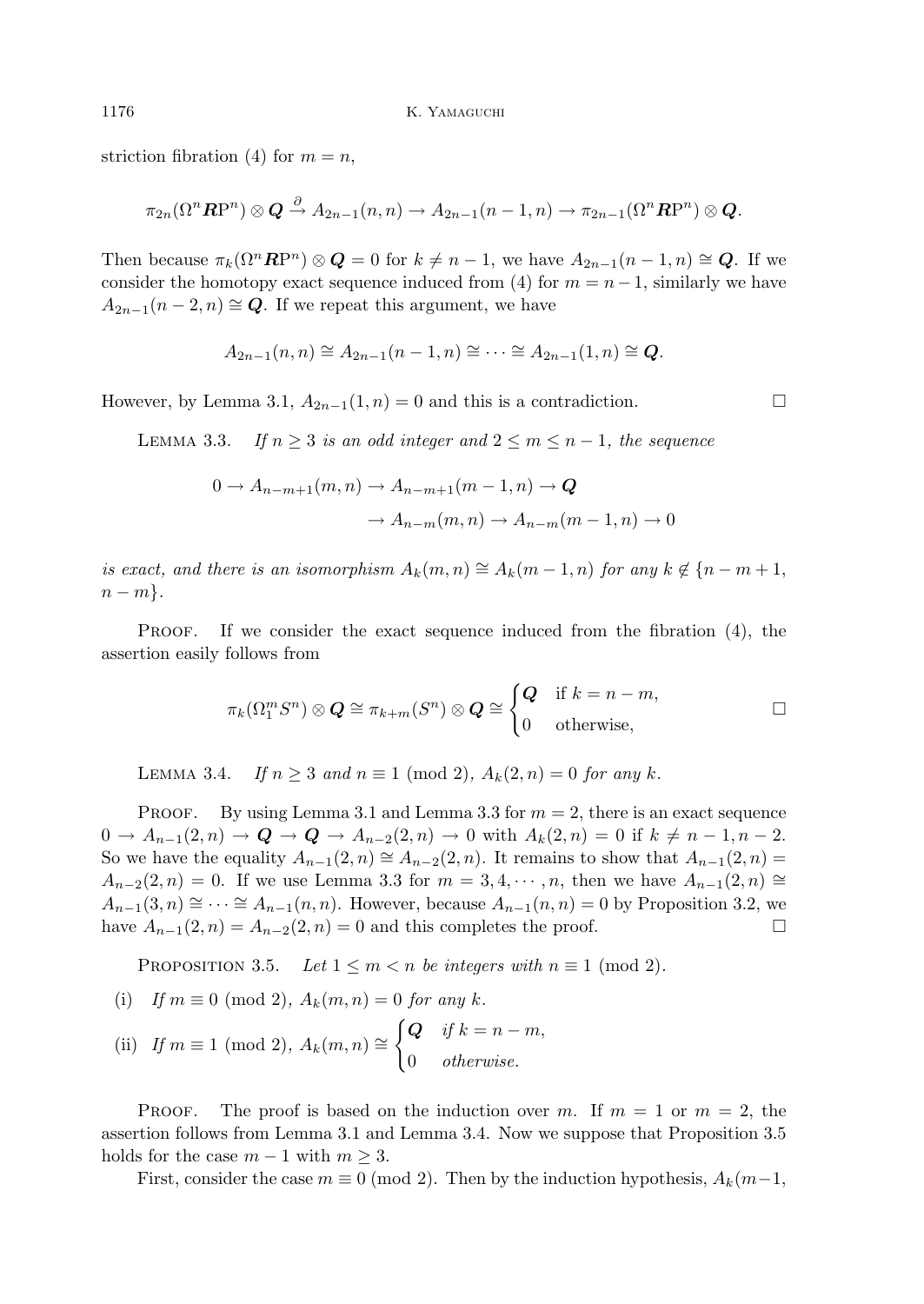striction fibration (4) for $m = n$,

$$\pi_{2n}(\Omega^n \boldsymbol{R}\mathrm{P}^n) \otimes \boldsymbol{Q} \xrightarrow{\partial} A_{2n-1}(n,n) \to A_{2n-1}(n-1,n) \to \pi_{2n-1}(\Omega^n \boldsymbol{R}\mathrm{P}^n) \otimes \boldsymbol{Q}.$$

Then because $\pi_k(\Omega^n \boldsymbol{R}\mathrm{P}^n) \otimes \boldsymbol{Q} = 0$ for $k \neq n-1$, we have $A_{2n-1}(n-1,n) \cong \boldsymbol{Q}$. If we consider the homotopy exact sequence induced from (4) for $m = n-1$, similarly we have $A_{2n-1}(n-2,n) \cong \boldsymbol{Q}$. If we repeat this argument, we have

$$A_{2n-1}(n,n) \cong A_{2n-1}(n-1,n) \cong \cdots \cong A_{2n-1}(1,n) \cong \boldsymbol{Q}.$$

However, by Lemma 3.1, $A_{2n-1}(1,n) = 0$ and this is a contradiction. □

Lemma 3.3. *If $n \geq 3$ is an odd integer and $2 \leq m \leq n-1$, the sequence*

$$0 \to A_{n-m+1}(m,n) \to A_{n-m+1}(m-1,n) \to \boldsymbol{Q} \to A_{n-m}(m,n) \to A_{n-m}(m-1,n) \to 0$$

*is exact, and there is an isomorphism $A_k(m,n) \cong A_k(m-1,n)$ for any $k \notin \{n-m+1, n-m\}$.*

Proof. If we consider the exact sequence induced from the fibration (4), the assertion easily follows from

$$\pi_k(\Omega_1^m S^n) \otimes \boldsymbol{Q} \cong \pi_{k+m}(S^n) \otimes \boldsymbol{Q} \cong \begin{cases} \boldsymbol{Q} & \text{if } k = n-m, \\ 0 & \text{otherwise,} \end{cases}$$

□

Lemma 3.4. *If $n \geq 3$ and $n \equiv 1 \pmod 2$, $A_k(2,n) = 0$ for any $k$.*

Proof. By using Lemma 3.1 and Lemma 3.3 for $m = 2$, there is an exact sequence $0 \to A_{n-1}(2,n) \to \boldsymbol{Q} \to \boldsymbol{Q} \to A_{n-2}(2,n) \to 0$ with $A_k(2,n) = 0$ if $k \neq n-1, n-2$. So we have the equality $A_{n-1}(2,n) \cong A_{n-2}(2,n)$. It remains to show that $A_{n-1}(2,n) = A_{n-2}(2,n) = 0$. If we use Lemma 3.3 for $m = 3, 4, \cdots, n$, then we have $A_{n-1}(2,n) \cong A_{n-1}(3,n) \cong \cdots \cong A_{n-1}(n,n)$. However, because $A_{n-1}(n,n) = 0$ by Proposition 3.2, we have $A_{n-1}(2,n) = A_{n-2}(2,n) = 0$ and this completes the proof. □

Proposition 3.5. *Let $1 \leq m < n$ be integers with $n \equiv 1 \pmod 2$.*

(i) *If $m \equiv 0 \pmod 2$, $A_k(m,n) = 0$ for any $k$.*

(ii) *If $m \equiv 1 \pmod 2$,* $A_k(m,n) \cong \begin{cases} \boldsymbol{Q} & \text{if } k = n-m, \\ 0 & \text{otherwise.} \end{cases}$

Proof. The proof is based on the induction over $m$. If $m = 1$ or $m = 2$, the assertion follows from Lemma 3.1 and Lemma 3.4. Now we suppose that Proposition 3.5 holds for the case $m-1$ with $m \geq 3$.

First, consider the case $m \equiv 0 \pmod 2$. Then by the induction hypothesis, $A_k(m-1,$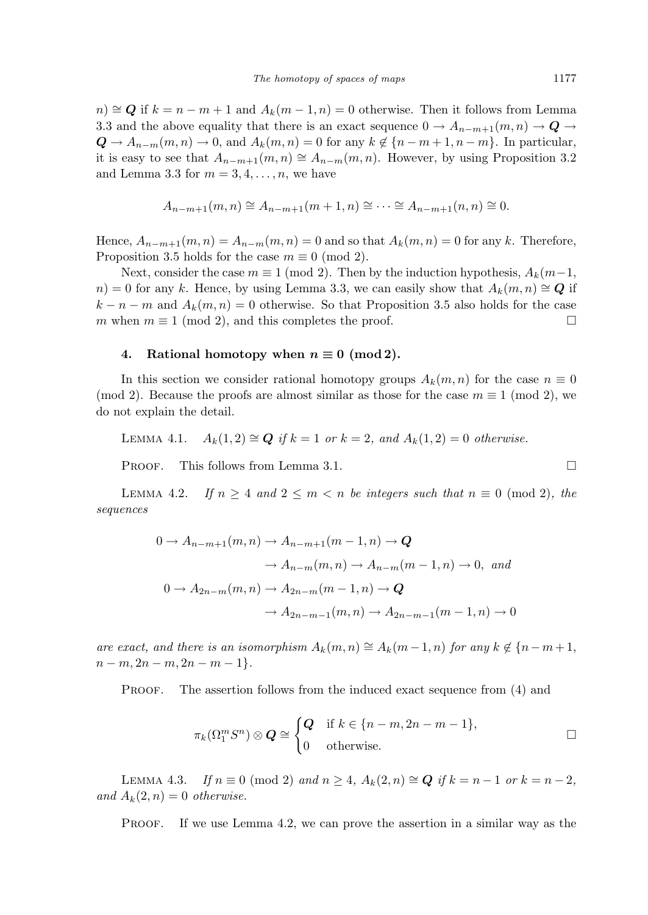$n) \cong \boldsymbol{Q}$ if $k = n-m+1$ and $A_k(m-1,n) = 0$ otherwise. Then it follows from Lemma 3.3 and the above equality that there is an exact sequence $0 \to A_{n-m+1}(m,n) \to \boldsymbol{Q} \to \boldsymbol{Q} \to A_{n-m}(m,n) \to 0$, and $A_k(m,n) = 0$ for any $k \notin \{n-m+1, n-m\}$. In particular, it is easy to see that $A_{n-m+1}(m,n) \cong A_{n-m}(m,n)$. However, by using Proposition 3.2 and Lemma 3.3 for $m = 3, 4, \ldots, n$, we have

$$A_{n-m+1}(m,n) \cong A_{n-m+1}(m+1,n) \cong \cdots \cong A_{n-m+1}(n,n) \cong 0.$$

Hence, $A_{n-m+1}(m,n) = A_{n-m}(m,n) = 0$ and so that $A_k(m,n) = 0$ for any $k$. Therefore, Proposition 3.5 holds for the case $m \equiv 0 \pmod 2$.

Next, consider the case $m \equiv 1 \pmod 2$. Then by the induction hypothesis, $A_k(m-1, n) = 0$ for any $k$. Hence, by using Lemma 3.3, we can easily show that $A_k(m,n) \cong \boldsymbol{Q}$ if $k - n - m$ and $A_k(m,n) = 0$ otherwise. So that Proposition 3.5 also holds for the case $m$ when $m \equiv 1 \pmod 2$, and this completes the proof. □

## 4. Rational homotopy when $n \equiv 0 \pmod 2$.

In this section we consider rational homotopy groups $A_k(m,n)$ for the case $n \equiv 0 \pmod 2$. Because the proofs are almost similar as those for the case $m \equiv 1 \pmod 2$, we do not explain the detail.

Lemma 4.1. *$A_k(1,2) \cong \boldsymbol{Q}$ if $k = 1$ or $k = 2$, and $A_k(1,2) = 0$ otherwise.*

Proof. This follows from Lemma 3.1. □

Lemma 4.2. *If $n \geq 4$ and $2 \leq m < n$ be integers such that $n \equiv 0 \pmod 2$, the sequences*

$$\begin{aligned} 0 \to A_{n-m+1}(m,n) \to A_{n-m+1}(m-1,n) \to \boldsymbol{Q} \\ \to A_{n-m}(m,n) \to A_{n-m}(m-1,n) \to 0, \text{ and} \\ 0 \to A_{2n-m}(m,n) \to A_{2n-m}(m-1,n) \to \boldsymbol{Q} \\ \to A_{2n-m-1}(m,n) \to A_{2n-m-1}(m-1,n) \to 0 \end{aligned}$$

*are exact, and there is an isomorphism $A_k(m,n) \cong A_k(m-1,n)$ for any $k \notin \{n-m+1, n-m, 2n-m, 2n-m-1\}$.*

Proof. The assertion follows from the induced exact sequence from (4) and

$$\pi_k(\Omega_1^m S^n) \otimes \boldsymbol{Q} \cong \begin{cases} \boldsymbol{Q} & \text{if } k \in \{n-m, 2n-m-1\}, \\ 0 & \text{otherwise.} \end{cases}$$

□

Lemma 4.3. *If $n \equiv 0 \pmod 2$ and $n \geq 4$, $A_k(2,n) \cong \boldsymbol{Q}$ if $k = n-1$ or $k = n-2$, and $A_k(2,n) = 0$ otherwise.*

Proof. If we use Lemma 4.2, we can prove the assertion in a similar way as the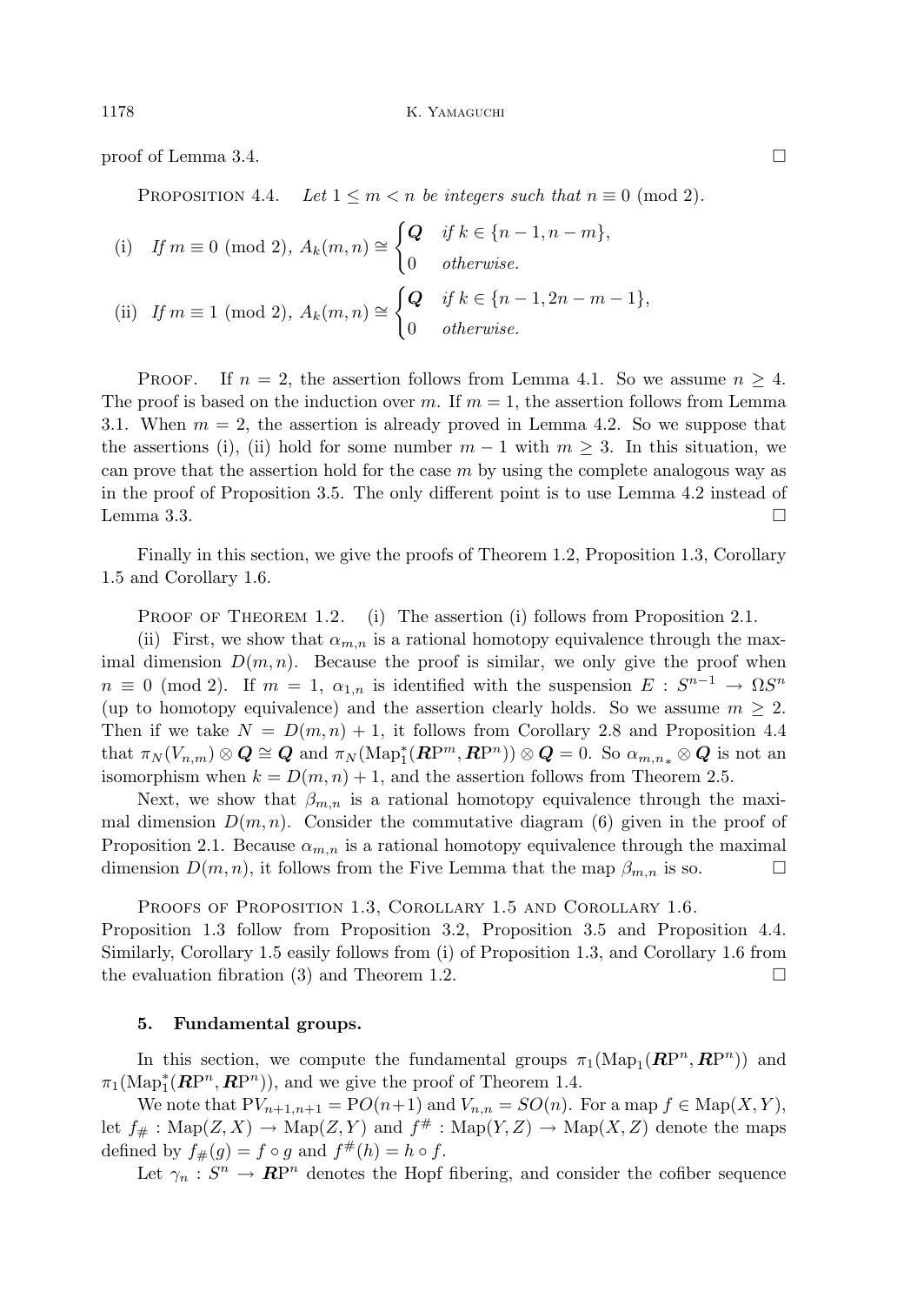proof of Lemma 3.4. □

Proposition 4.4. *Let $1 \leq m < n$ be integers such that $n \equiv 0 \pmod 2$.*

(i) *If $m \equiv 0 \pmod 2$,* $A_k(m,n) \cong \begin{cases} \boldsymbol{Q} & \text{if } k \in \{n-1, n-m\}, \\ 0 & \text{otherwise.} \end{cases}$

(ii) *If $m \equiv 1 \pmod 2$,* $A_k(m,n) \cong \begin{cases} \boldsymbol{Q} & \text{if } k \in \{n-1, 2n-m-1\}, \\ 0 & \text{otherwise.} \end{cases}$

Proof. If $n = 2$, the assertion follows from Lemma 4.1. So we assume $n \geq 4$. The proof is based on the induction over $m$. If $m = 1$, the assertion follows from Lemma 3.1. When $m = 2$, the assertion is already proved in Lemma 4.2. So we suppose that the assertions (i), (ii) hold for some number $m-1$ with $m \geq 3$. In this situation, we can prove that the assertion hold for the case $m$ by using the complete analogous way as in the proof of Proposition 3.5. The only different point is to use Lemma 4.2 instead of Lemma 3.3. □

Finally in this section, we give the proofs of Theorem 1.2, Proposition 1.3, Corollary 1.5 and Corollary 1.6.

Proof of Theorem 1.2. (i) The assertion (i) follows from Proposition 2.1.

(ii) First, we show that $\alpha_{m,n}$ is a rational homotopy equivalence through the maximal dimension $D(m,n)$. Because the proof is similar, we only give the proof when $n \equiv 0 \pmod 2$. If $m = 1$, $\alpha_{1,n}$ is identified with the suspension $E : S^{n-1} \to \Omega S^n$ (up to homotopy equivalence) and the assertion clearly holds. So we assume $m \geq 2$. Then if we take $N = D(m,n)+1$, it follows from Corollary 2.8 and Proposition 4.4 that $\pi_N(V_{n,m}) \otimes \boldsymbol{Q} \cong \boldsymbol{Q}$ and $\pi_N(\mathrm{Map}_1^*(\boldsymbol{R}\mathrm{P}^m, \boldsymbol{R}\mathrm{P}^n)) \otimes \boldsymbol{Q} = 0$. So $\alpha_{m,n*} \otimes \boldsymbol{Q}$ is not an isomorphism when $k = D(m,n)+1$, and the assertion follows from Theorem 2.5.

Next, we show that $\beta_{m,n}$ is a rational homotopy equivalence through the maximal dimension $D(m,n)$. Consider the commutative diagram (6) given in the proof of Proposition 2.1. Because $\alpha_{m,n}$ is a rational homotopy equivalence through the maximal dimension $D(m,n)$, it follows from the Five Lemma that the map $\beta_{m,n}$ is so. □

Proofs of Proposition 1.3, Corollary 1.5 and Corollary 1.6. Proposition 1.3 follow from Proposition 3.2, Proposition 3.5 and Proposition 4.4. Similarly, Corollary 1.5 easily follows from (i) of Proposition 1.3, and Corollary 1.6 from the evaluation fibration (3) and Theorem 1.2. □

## 5. Fundamental groups.

In this section, we compute the fundamental groups $\pi_1(\mathrm{Map}_1(\boldsymbol{R}\mathrm{P}^n, \boldsymbol{R}\mathrm{P}^n))$ and $\pi_1(\mathrm{Map}_1^*(\boldsymbol{R}\mathrm{P}^n, \boldsymbol{R}\mathrm{P}^n))$, and we give the proof of Theorem 1.4.

We note that $\mathrm{P}V_{n+1,n+1} = \mathrm{P}O(n+1)$ and $V_{n,n} = SO(n)$. For a map $f \in \mathrm{Map}(X,Y)$, let $f_\# : \mathrm{Map}(Z,X) \to \mathrm{Map}(Z,Y)$ and $f^\# : \mathrm{Map}(Y,Z) \to \mathrm{Map}(X,Z)$ denote the maps defined by $f_\#(g) = f \circ g$ and $f^\#(h) = h \circ f$.

Let $\gamma_n : S^n \to \boldsymbol{R}\mathrm{P}^n$ denotes the Hopf fibering, and consider the cofiber sequence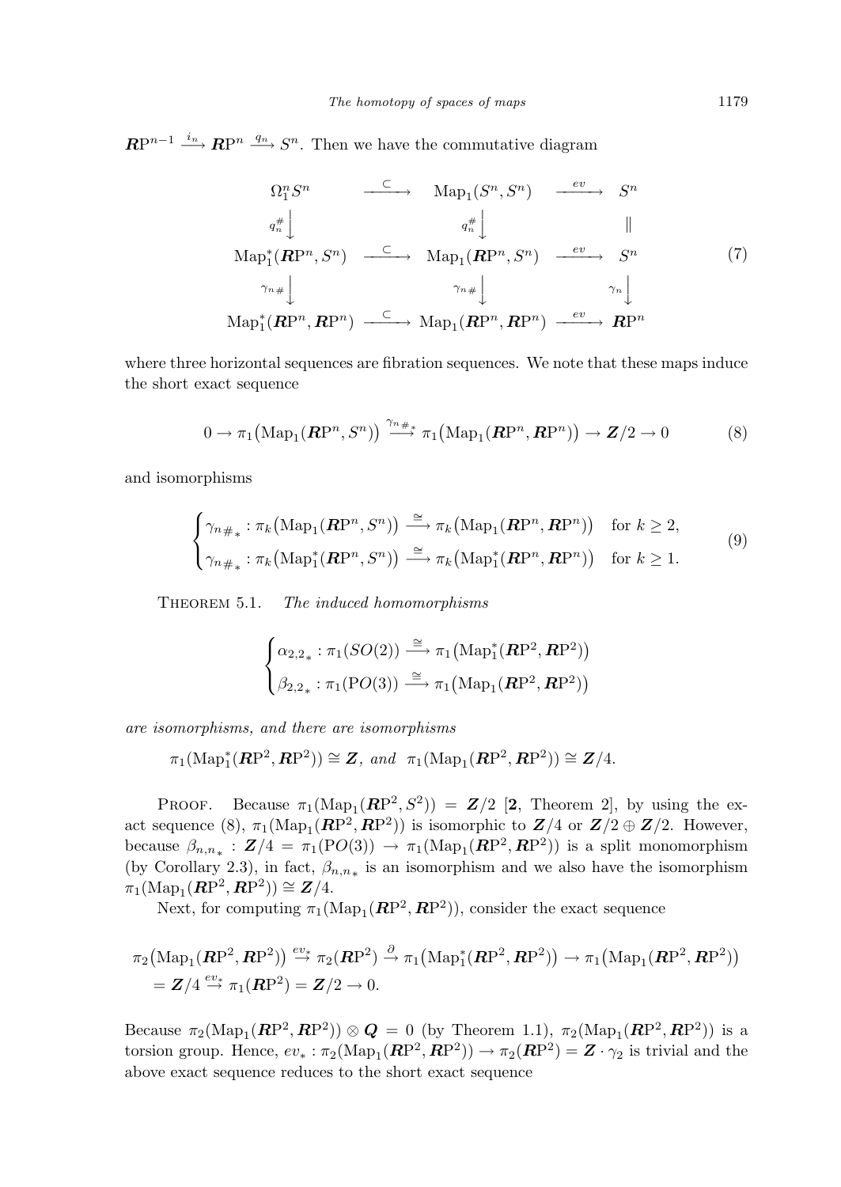$\boldsymbol{R}\mathrm{P}^{n-1} \xrightarrow{i_n} \boldsymbol{R}\mathrm{P}^n \xrightarrow{q_n} S^n$. Then we have the commutative diagram

$$
\begin{array}{ccccc}
\Omega_1^n S^n & \xrightarrow{\subset} & \mathrm{Map}_1(S^n, S^n) & \xrightarrow{ev} & S^n \\
{\scriptstyle q_n^\#}\big\downarrow & & {\scriptstyle q_n^\#}\big\downarrow & & \| \\
\mathrm{Map}_1^*(\boldsymbol{R}\mathrm{P}^n, S^n) & \xrightarrow{\subset} & \mathrm{Map}_1(\boldsymbol{R}\mathrm{P}^n, S^n) & \xrightarrow{ev} & S^n \\
{\scriptstyle \gamma_{n\#}}\big\downarrow & & {\scriptstyle \gamma_{n\#}}\big\downarrow & & {\scriptstyle \gamma_n}\big\downarrow \\
\mathrm{Map}_1^*(\boldsymbol{R}\mathrm{P}^n, \boldsymbol{R}\mathrm{P}^n) & \xrightarrow{\subset} & \mathrm{Map}_1(\boldsymbol{R}\mathrm{P}^n, \boldsymbol{R}\mathrm{P}^n) & \xrightarrow{ev} & \boldsymbol{R}\mathrm{P}^n
\end{array}
\tag{7}
$$

where three horizontal sequences are fibration sequences. We note that these maps induce the short exact sequence

$$
0 \to \pi_1\big(\mathrm{Map}_1(\boldsymbol{R}\mathrm{P}^n, S^n)\big) \xrightarrow{\gamma_{n\#_*}} \pi_1\big(\mathrm{Map}_1(\boldsymbol{R}\mathrm{P}^n, \boldsymbol{R}\mathrm{P}^n)\big) \to \boldsymbol{Z}/2 \to 0 \tag{8}
$$

and isomorphisms

$$
\begin{cases}
\gamma_{n\#_*} : \pi_k\big(\mathrm{Map}_1(\boldsymbol{R}\mathrm{P}^n, S^n)\big) \xrightarrow{\cong} \pi_k\big(\mathrm{Map}_1(\boldsymbol{R}\mathrm{P}^n, \boldsymbol{R}\mathrm{P}^n)\big) & \text{for } k \geq 2, \\
\gamma_{n\#_*} : \pi_k\big(\mathrm{Map}_1^*(\boldsymbol{R}\mathrm{P}^n, S^n)\big) \xrightarrow{\cong} \pi_k\big(\mathrm{Map}_1^*(\boldsymbol{R}\mathrm{P}^n, \boldsymbol{R}\mathrm{P}^n)\big) & \text{for } k \geq 1.
\end{cases}
\tag{9}
$$

Theorem 5.1. *The induced homomorphisms*

$$
\begin{cases}
\alpha_{2,2_*} : \pi_1(SO(2)) \xrightarrow{\cong} \pi_1\big(\mathrm{Map}_1^*(\boldsymbol{R}\mathrm{P}^2, \boldsymbol{R}\mathrm{P}^2)\big) \\
\beta_{2,2_*} : \pi_1(\mathrm{P}O(3)) \xrightarrow{\cong} \pi_1\big(\mathrm{Map}_1(\boldsymbol{R}\mathrm{P}^2, \boldsymbol{R}\mathrm{P}^2)\big)
\end{cases}
$$

*are isomorphisms, and there are isomorphisms*

$$
\pi_1(\mathrm{Map}_1^*(\boldsymbol{R}\mathrm{P}^2, \boldsymbol{R}\mathrm{P}^2)) \cong \boldsymbol{Z}, \ \textit{and} \ \ \pi_1(\mathrm{Map}_1(\boldsymbol{R}\mathrm{P}^2, \boldsymbol{R}\mathrm{P}^2)) \cong \boldsymbol{Z}/4.
$$

Proof. Because $\pi_1(\mathrm{Map}_1(\boldsymbol{R}\mathrm{P}^2, S^2)) = \boldsymbol{Z}/2$ [**2**, Theorem 2], by using the exact sequence (8), $\pi_1(\mathrm{Map}_1(\boldsymbol{R}\mathrm{P}^2, \boldsymbol{R}\mathrm{P}^2))$ is isomorphic to $\boldsymbol{Z}/4$ or $\boldsymbol{Z}/2 \oplus \boldsymbol{Z}/2$. However, because $\beta_{n,n_*} : \boldsymbol{Z}/4 = \pi_1(\mathrm{P}O(3)) \to \pi_1(\mathrm{Map}_1(\boldsymbol{R}\mathrm{P}^2, \boldsymbol{R}\mathrm{P}^2))$ is a split monomorphism (by Corollary 2.3), in fact, $\beta_{n,n_*}$ is an isomorphism and we also have the isomorphism $\pi_1(\mathrm{Map}_1(\boldsymbol{R}\mathrm{P}^2, \boldsymbol{R}\mathrm{P}^2)) \cong \boldsymbol{Z}/4$.

Next, for computing $\pi_1(\mathrm{Map}_1(\boldsymbol{R}\mathrm{P}^2, \boldsymbol{R}\mathrm{P}^2))$, consider the exact sequence

$$
\begin{aligned}
&\pi_2\big(\mathrm{Map}_1(\boldsymbol{R}\mathrm{P}^2, \boldsymbol{R}\mathrm{P}^2)\big) \xrightarrow{ev_*} \pi_2(\boldsymbol{R}\mathrm{P}^2) \xrightarrow{\partial} \pi_1\big(\mathrm{Map}_1^*(\boldsymbol{R}\mathrm{P}^2, \boldsymbol{R}\mathrm{P}^2)\big) \to \pi_1\big(\mathrm{Map}_1(\boldsymbol{R}\mathrm{P}^2, \boldsymbol{R}\mathrm{P}^2)\big) \\
&= \boldsymbol{Z}/4 \xrightarrow{ev_*} \pi_1(\boldsymbol{R}\mathrm{P}^2) = \boldsymbol{Z}/2 \to 0.
\end{aligned}
$$

Because $\pi_2(\mathrm{Map}_1(\boldsymbol{R}\mathrm{P}^2, \boldsymbol{R}\mathrm{P}^2)) \otimes \boldsymbol{Q} = 0$ (by Theorem 1.1), $\pi_2(\mathrm{Map}_1(\boldsymbol{R}\mathrm{P}^2, \boldsymbol{R}\mathrm{P}^2))$ is a torsion group. Hence, $ev_* : \pi_2(\mathrm{Map}_1(\boldsymbol{R}\mathrm{P}^2, \boldsymbol{R}\mathrm{P}^2)) \to \pi_2(\boldsymbol{R}\mathrm{P}^2) = \boldsymbol{Z} \cdot \gamma_2$ is trivial and the above exact sequence reduces to the short exact sequence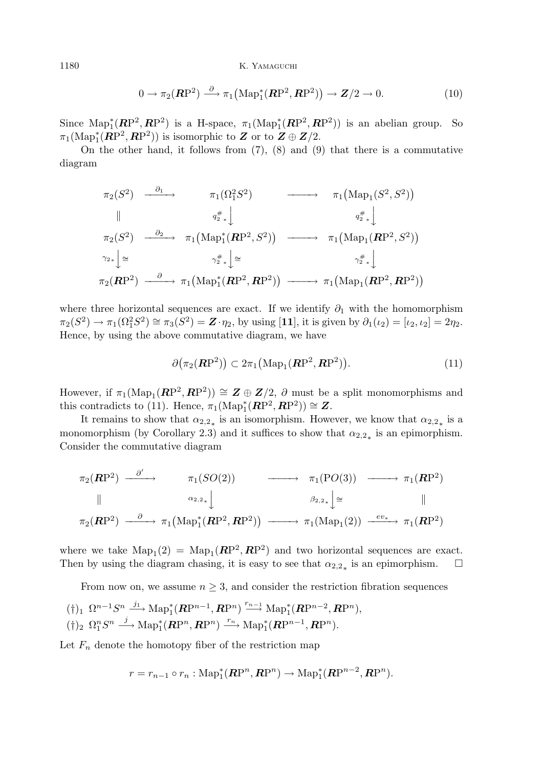$$0 \to \pi_2(\boldsymbol{R}\mathrm{P}^2) \xrightarrow{\partial} \pi_1\big(\mathrm{Map}_1^*(\boldsymbol{R}\mathrm{P}^2, \boldsymbol{R}\mathrm{P}^2)\big) \to \boldsymbol{Z}/2 \to 0. \tag{10}$$

Since $\mathrm{Map}_1^*(\boldsymbol{R}\mathrm{P}^2, \boldsymbol{R}\mathrm{P}^2)$ is a H-space, $\pi_1(\mathrm{Map}_1^*(\boldsymbol{R}\mathrm{P}^2, \boldsymbol{R}\mathrm{P}^2))$ is an abelian group. So $\pi_1(\mathrm{Map}_1^*(\boldsymbol{R}\mathrm{P}^2, \boldsymbol{R}\mathrm{P}^2))$ is isomorphic to $\boldsymbol{Z}$ or to $\boldsymbol{Z} \oplus \boldsymbol{Z}/2$.

On the other hand, it follows from (7), (8) and (9) that there is a commutative diagram

$$\begin{array}{ccccc}
\pi_2(S^2) & \xrightarrow{\partial_1} & \pi_1(\Omega_1^2 S^2) & \longrightarrow & \pi_1\big(\mathrm{Map}_1(S^2, S^2)\big) \\
\| & & \downarrow {q_2^\#}_* & & \downarrow {q_2^\#}_* \\
\pi_2(S^2) & \xrightarrow{\partial_2} & \pi_1\big(\mathrm{Map}_1^*(\boldsymbol{R}\mathrm{P}^2, S^2)\big) & \longrightarrow & \pi_1\big(\mathrm{Map}_1(\boldsymbol{R}\mathrm{P}^2, S^2)\big) \\
\gamma_{2*} \downarrow \cong & & {\gamma_2^\#}_* \downarrow \cong & & {\gamma_2^\#}_* \downarrow \\
\pi_2(\boldsymbol{R}\mathrm{P}^2) & \xrightarrow{\partial} & \pi_1\big(\mathrm{Map}_1^*(\boldsymbol{R}\mathrm{P}^2, \boldsymbol{R}\mathrm{P}^2)\big) & \longrightarrow & \pi_1\big(\mathrm{Map}_1(\boldsymbol{R}\mathrm{P}^2, \boldsymbol{R}\mathrm{P}^2)\big)
\end{array}$$

where three horizontal sequences are exact. If we identify $\partial_1$ with the homomorphism $\pi_2(S^2) \to \pi_1(\Omega_1^2 S^2) \cong \pi_3(S^2) = \boldsymbol{Z} \cdot \eta_2$, by using [**11**], it is given by $\partial_1(\iota_2) = [\iota_2, \iota_2] = 2\eta_2$. Hence, by using the above commutative diagram, we have

$$\partial\big(\pi_2(\boldsymbol{R}\mathrm{P}^2)\big) \subset 2\pi_1\big(\mathrm{Map}_1(\boldsymbol{R}\mathrm{P}^2, \boldsymbol{R}\mathrm{P}^2)\big). \tag{11}$$

However, if $\pi_1(\mathrm{Map}_1(\boldsymbol{R}\mathrm{P}^2, \boldsymbol{R}\mathrm{P}^2)) \cong \boldsymbol{Z} \oplus \boldsymbol{Z}/2$, $\partial$ must be a split monomorphisms and this contradicts to (11). Hence, $\pi_1(\mathrm{Map}_1^*(\boldsymbol{R}\mathrm{P}^2, \boldsymbol{R}\mathrm{P}^2)) \cong \boldsymbol{Z}$.

It remains to show that ${\alpha_{2,2}}_*$ is an isomorphism. However, we know that ${\alpha_{2,2}}_*$ is a monomorphism (by Corollary 2.3) and it suffices to show that ${\alpha_{2,2}}_*$ is an epimorphism. Consider the commutative diagram

$$\begin{array}{ccccccc}
\pi_2(\boldsymbol{R}\mathrm{P}^2) & \xrightarrow{\partial'} & \pi_1(SO(2)) & \longrightarrow & \pi_1(\mathrm{P}O(3)) & \longrightarrow & \pi_1(\boldsymbol{R}\mathrm{P}^2) \\
\| & & \downarrow {\alpha_{2,2}}_* & & \downarrow {\beta_{2,2}}_* \cong & & \| \\
\pi_2(\boldsymbol{R}\mathrm{P}^2) & \xrightarrow{\partial} & \pi_1\big(\mathrm{Map}_1^*(\boldsymbol{R}\mathrm{P}^2, \boldsymbol{R}\mathrm{P}^2)\big) & \longrightarrow & \pi_1(\mathrm{Map}_1(2)) & \xrightarrow{ev_*} & \pi_1(\boldsymbol{R}\mathrm{P}^2)
\end{array}$$

where we take $\mathrm{Map}_1(2) = \mathrm{Map}_1(\boldsymbol{R}\mathrm{P}^2, \boldsymbol{R}\mathrm{P}^2)$ and two horizontal sequences are exact. Then by using the diagram chasing, it is easy to see that ${\alpha_{2,2}}_*$ is an epimorphism. $\square$

From now on, we assume $n \geq 3$, and consider the restriction fibration sequences

$(\dagger)_1$ $\Omega^{n-1} S^n \xrightarrow{j_1} \mathrm{Map}_1^*(\boldsymbol{R}\mathrm{P}^{n-1}, \boldsymbol{R}\mathrm{P}^n) \xrightarrow{r_{n-1}} \mathrm{Map}_1^*(\boldsymbol{R}\mathrm{P}^{n-2}, \boldsymbol{R}\mathrm{P}^n)$,

$(\dagger)_2$ $\Omega_1^n S^n \xrightarrow{j} \mathrm{Map}_1^*(\boldsymbol{R}\mathrm{P}^n, \boldsymbol{R}\mathrm{P}^n) \xrightarrow{r_n} \mathrm{Map}_1^*(\boldsymbol{R}\mathrm{P}^{n-1}, \boldsymbol{R}\mathrm{P}^n)$.

Let $F_n$ denote the homotopy fiber of the restriction map

$$r = r_{n-1} \circ r_n : \mathrm{Map}_1^*(\boldsymbol{R}\mathrm{P}^n, \boldsymbol{R}\mathrm{P}^n) \to \mathrm{Map}_1^*(\boldsymbol{R}\mathrm{P}^{n-2}, \boldsymbol{R}\mathrm{P}^n).$$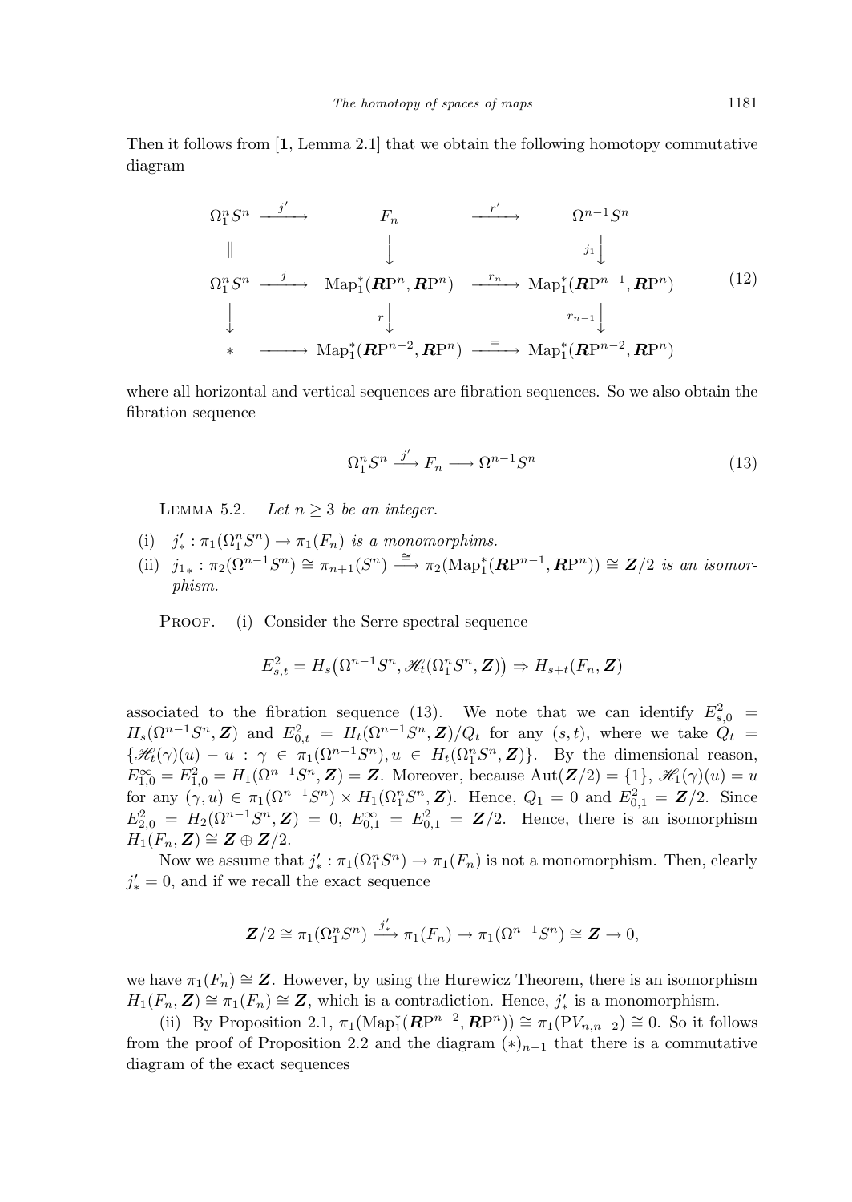Then it follows from [**1**, Lemma 2.1] that we obtain the following homotopy commutative diagram

$$
\begin{array}{ccccc}
\Omega_1^n S^n & \xrightarrow{j'} & F_n & \xrightarrow{r'} & \Omega^{n-1} S^n \\
\| & & \downarrow & & \downarrow{\scriptstyle j_1} \\
\Omega_1^n S^n & \xrightarrow{j} & \mathrm{Map}_1^*(\boldsymbol{R}\mathrm{P}^n, \boldsymbol{R}\mathrm{P}^n) & \xrightarrow{r_n} & \mathrm{Map}_1^*(\boldsymbol{R}\mathrm{P}^{n-1}, \boldsymbol{R}\mathrm{P}^n) \\
\downarrow & & {\scriptstyle r}\downarrow & & \downarrow{\scriptstyle r_{n-1}} \\
* & \longrightarrow & \mathrm{Map}_1^*(\boldsymbol{R}\mathrm{P}^{n-2}, \boldsymbol{R}\mathrm{P}^n) & \xrightarrow{=} & \mathrm{Map}_1^*(\boldsymbol{R}\mathrm{P}^{n-2}, \boldsymbol{R}\mathrm{P}^n)
\end{array}
\tag{12}
$$

where all horizontal and vertical sequences are fibration sequences. So we also obtain the fibration sequence

$$
\Omega_1^n S^n \xrightarrow{j'} F_n \longrightarrow \Omega^{n-1} S^n \tag{13}
$$

LEMMA 5.2. *Let $n \geq 3$ be an integer.*

(i) *$j'_* : \pi_1(\Omega_1^n S^n) \to \pi_1(F_n)$ is a monomorphims.*

(ii) *$j_{1*} : \pi_2(\Omega^{n-1} S^n) \cong \pi_{n+1}(S^n) \xrightarrow{\cong} \pi_2(\mathrm{Map}_1^*(\boldsymbol{R}\mathrm{P}^{n-1}, \boldsymbol{R}\mathrm{P}^n)) \cong \boldsymbol{Z}/2$ is an isomorphism.*

PROOF. (i) Consider the Serre spectral sequence

$$
E_{s,t}^2 = H_s\big(\Omega^{n-1} S^n, \mathscr{H}_t(\Omega_1^n S^n, \boldsymbol{Z})\big) \Rightarrow H_{s+t}(F_n, \boldsymbol{Z})
$$

associated to the fibration sequence (13). We note that we can identify $E_{s,0}^2 = H_s(\Omega^{n-1} S^n, \boldsymbol{Z})$ and $E_{0,t}^2 = H_t(\Omega^{n-1} S^n, \boldsymbol{Z})/Q_t$ for any $(s,t)$, where we take $Q_t = \{\mathscr{H}_t(\gamma)(u) - u : \gamma \in \pi_1(\Omega^{n-1} S^n), u \in H_t(\Omega_1^n S^n, \boldsymbol{Z})\}$. By the dimensional reason, $E_{1,0}^\infty = E_{1,0}^2 = H_1(\Omega^{n-1} S^n, \boldsymbol{Z}) = \boldsymbol{Z}$. Moreover, because $\mathrm{Aut}(\boldsymbol{Z}/2) = \{1\}$, $\mathscr{H}_1(\gamma)(u) = u$ for any $(\gamma, u) \in \pi_1(\Omega^{n-1} S^n) \times H_1(\Omega_1^n S^n, \boldsymbol{Z})$. Hence, $Q_1 = 0$ and $E_{0,1}^2 = \boldsymbol{Z}/2$. Since $E_{2,0}^2 = H_2(\Omega^{n-1} S^n, \boldsymbol{Z}) = 0$, $E_{0,1}^\infty = E_{0,1}^2 = \boldsymbol{Z}/2$. Hence, there is an isomorphism $H_1(F_n, \boldsymbol{Z}) \cong \boldsymbol{Z} \oplus \boldsymbol{Z}/2$.

Now we assume that $j'_* : \pi_1(\Omega_1^n S^n) \to \pi_1(F_n)$ is not a monomorphism. Then, clearly $j'_* = 0$, and if we recall the exact sequence

$$
\boldsymbol{Z}/2 \cong \pi_1(\Omega_1^n S^n) \xrightarrow{j'_*} \pi_1(F_n) \to \pi_1(\Omega^{n-1} S^n) \cong \boldsymbol{Z} \to 0,
$$

we have $\pi_1(F_n) \cong \boldsymbol{Z}$. However, by using the Hurewicz Theorem, there is an isomorphism $H_1(F_n, \boldsymbol{Z}) \cong \pi_1(F_n) \cong \boldsymbol{Z}$, which is a contradiction. Hence, $j'_*$ is a monomorphism.

(ii) By Proposition 2.1, $\pi_1(\mathrm{Map}_1^*(\boldsymbol{R}\mathrm{P}^{n-2}, \boldsymbol{R}\mathrm{P}^n)) \cong \pi_1(\mathrm{P}V_{n,n-2}) \cong 0$. So it follows from the proof of Proposition 2.2 and the diagram $(*)_{n-1}$ that there is a commutative diagram of the exact sequences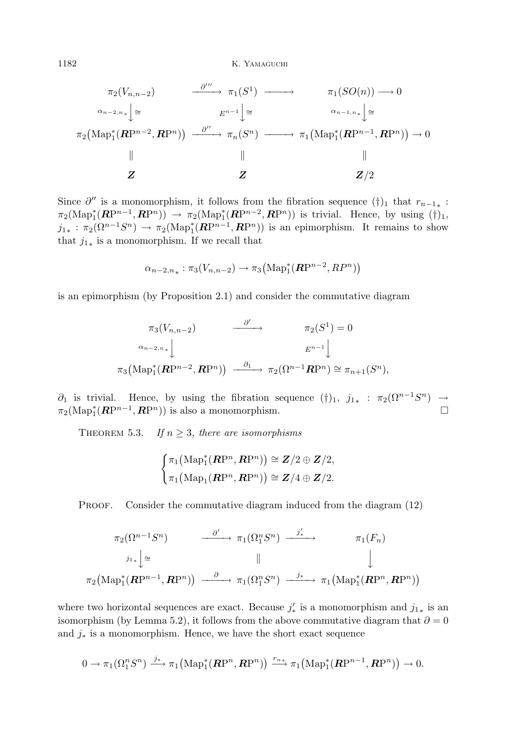$$
\begin{array}{ccccc}
\pi_2(V_{n,n-2}) & \xrightarrow{\partial'''} & \pi_1(S^1) & \longrightarrow & \pi_1(SO(n)) \longrightarrow 0 \\
{\scriptstyle \alpha_{n-2,n_*}} \downarrow \cong & & {\scriptstyle E^{n-1}} \downarrow \cong & & {\scriptstyle \alpha_{n-1,n_*}} \downarrow \cong \\
\pi_2\big(\mathrm{Map}_1^*(\boldsymbol{R}\mathrm{P}^{n-2}, \boldsymbol{R}\mathrm{P}^n)\big) & \xrightarrow{\partial''} & \pi_n(S^n) & \longrightarrow & \pi_1\big(\mathrm{Map}_1^*(\boldsymbol{R}\mathrm{P}^{n-1}, \boldsymbol{R}\mathrm{P}^n)\big) \to 0 \\
\| & & \| & & \| \\
\boldsymbol{Z} & & \boldsymbol{Z} & & \boldsymbol{Z}/2
\end{array}
$$

Since $\partial''$ is a monomorphism, it follows from the fibration sequence $(\dagger)_1$ that $r_{n-1_*} : \pi_2(\mathrm{Map}_1^*(\boldsymbol{R}\mathrm{P}^{n-1}, \boldsymbol{R}\mathrm{P}^n)) \to \pi_2(\mathrm{Map}_1^*(\boldsymbol{R}\mathrm{P}^{n-2}, \boldsymbol{R}\mathrm{P}^n))$ is trivial. Hence, by using $(\dagger)_1$, $j_{1*} : \pi_2(\Omega^{n-1}S^n) \to \pi_2(\mathrm{Map}_1^*(\boldsymbol{R}\mathrm{P}^{n-1}, \boldsymbol{R}\mathrm{P}^n))$ is an epimorphism. It remains to show that $j_{1*}$ is a monomorphism. If we recall that

$$
\alpha_{n-2,n_*} : \pi_3(V_{n,n-2}) \to \pi_3\big(\mathrm{Map}_1^*(\boldsymbol{R}\mathrm{P}^{n-2}, RP^n)\big)
$$

is an epimorphism (by Proposition 2.1) and consider the commutative diagram

$$
\begin{array}{ccc}
\pi_3(V_{n,n-2}) & \xrightarrow{\partial'} & \pi_2(S^1) = 0 \\
{\scriptstyle \alpha_{n-2,n_*}} \downarrow & & {\scriptstyle E^{n-1}} \downarrow \\
\pi_3\big(\mathrm{Map}_1^*(\boldsymbol{R}\mathrm{P}^{n-2}, \boldsymbol{R}\mathrm{P}^n)\big) & \xrightarrow{\partial_1} & \pi_2(\Omega^{n-1}\boldsymbol{R}\mathrm{P}^n) \cong \pi_{n+1}(S^n),
\end{array}
$$

$\partial_1$ is trivial. Hence, by using the fibration sequence $(\dagger)_1$, $j_{1*} : \pi_2(\Omega^{n-1}S^n) \to \pi_2(\mathrm{Map}_1^*(\boldsymbol{R}\mathrm{P}^{n-1}, \boldsymbol{R}\mathrm{P}^n))$ is also a monomorphism. $\square$

THEOREM 5.3. *If $n \geq 3$, there are isomorphisms*

$$
\begin{cases}
\pi_1\big(\mathrm{Map}_1^*(\boldsymbol{R}\mathrm{P}^n, \boldsymbol{R}\mathrm{P}^n)\big) \cong \boldsymbol{Z}/2 \oplus \boldsymbol{Z}/2, \\
\pi_1\big(\mathrm{Map}_1(\boldsymbol{R}\mathrm{P}^n, \boldsymbol{R}\mathrm{P}^n)\big) \cong \boldsymbol{Z}/4 \oplus \boldsymbol{Z}/2.
\end{cases}
$$

PROOF. Consider the commutative diagram induced from the diagram (12)

$$
\begin{array}{ccccc}
\pi_2(\Omega^{n-1}S^n) & \xrightarrow{\partial'} & \pi_1(\Omega_1^n S^n) & \xrightarrow{j'_*} & \pi_1(F_n) \\
{\scriptstyle j_{1*}} \downarrow \cong & & \| & & \downarrow \\
\pi_2\big(\mathrm{Map}_1^*(\boldsymbol{R}\mathrm{P}^{n-1}, \boldsymbol{R}\mathrm{P}^n)\big) & \xrightarrow{\partial} & \pi_1(\Omega_1^n S^n) & \xrightarrow{j_*} & \pi_1\big(\mathrm{Map}_1^*(\boldsymbol{R}\mathrm{P}^n, \boldsymbol{R}\mathrm{P}^n)\big)
\end{array}
$$

where two horizontal sequences are exact. Because $j'_*$ is a monomorphism and $j_{1*}$ is an isomorphism (by Lemma 5.2), it follows from the above commutative diagram that $\partial = 0$ and $j_*$ is a monomorphism. Hence, we have the short exact sequence

$$
0 \to \pi_1(\Omega_1^n S^n) \xrightarrow{j_*} \pi_1\big(\mathrm{Map}_1^*(\boldsymbol{R}\mathrm{P}^n, \boldsymbol{R}\mathrm{P}^n)\big) \xrightarrow{r_{n*}} \pi_1\big(\mathrm{Map}_1^*(\boldsymbol{R}\mathrm{P}^{n-1}, \boldsymbol{R}\mathrm{P}^n)\big) \to 0.
$$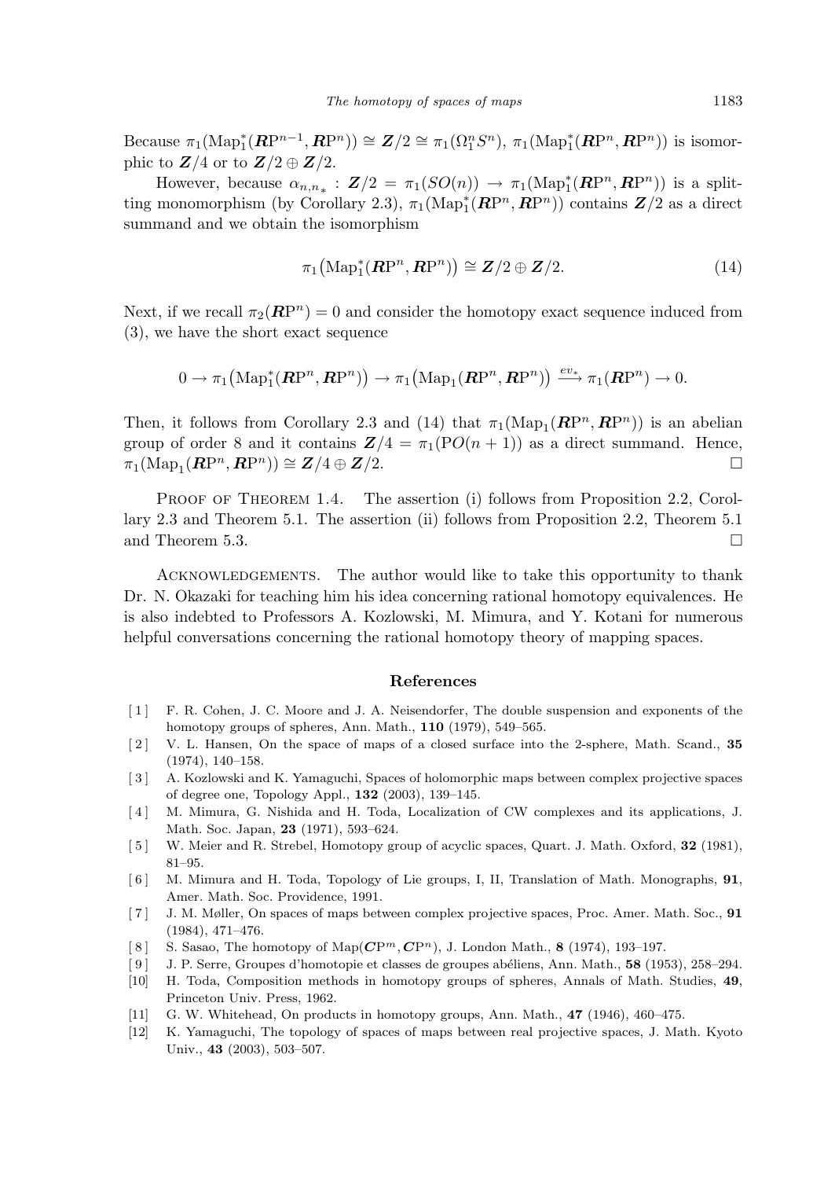Because $\pi_1(\mathrm{Map}_1^*(\boldsymbol{R}\mathrm{P}^{n-1}, \boldsymbol{R}\mathrm{P}^n)) \cong \boldsymbol{Z}/2 \cong \pi_1(\Omega_1^n S^n)$, $\pi_1(\mathrm{Map}_1^*(\boldsymbol{R}\mathrm{P}^n, \boldsymbol{R}\mathrm{P}^n))$ is isomorphic to $\boldsymbol{Z}/4$ or to $\boldsymbol{Z}/2 \oplus \boldsymbol{Z}/2$.

However, because $\alpha_{n,n_*} : \boldsymbol{Z}/2 = \pi_1(SO(n)) \to \pi_1(\mathrm{Map}_1^*(\boldsymbol{R}\mathrm{P}^n, \boldsymbol{R}\mathrm{P}^n))$ is a splitting monomorphism (by Corollary 2.3), $\pi_1(\mathrm{Map}_1^*(\boldsymbol{R}\mathrm{P}^n, \boldsymbol{R}\mathrm{P}^n))$ contains $\boldsymbol{Z}/2$ as a direct summand and we obtain the isomorphism

$$\pi_1\big(\mathrm{Map}_1^*(\boldsymbol{R}\mathrm{P}^n, \boldsymbol{R}\mathrm{P}^n)\big) \cong \boldsymbol{Z}/2 \oplus \boldsymbol{Z}/2. \tag{14}$$

Next, if we recall $\pi_2(\boldsymbol{R}\mathrm{P}^n) = 0$ and consider the homotopy exact sequence induced from (3), we have the short exact sequence

$$0 \to \pi_1\big(\mathrm{Map}_1^*(\boldsymbol{R}\mathrm{P}^n, \boldsymbol{R}\mathrm{P}^n)\big) \to \pi_1\big(\mathrm{Map}_1(\boldsymbol{R}\mathrm{P}^n, \boldsymbol{R}\mathrm{P}^n)\big) \xrightarrow{ev_*} \pi_1(\boldsymbol{R}\mathrm{P}^n) \to 0.$$

Then, it follows from Corollary 2.3 and (14) that $\pi_1(\mathrm{Map}_1(\boldsymbol{R}\mathrm{P}^n, \boldsymbol{R}\mathrm{P}^n))$ is an abelian group of order 8 and it contains $\boldsymbol{Z}/4 = \pi_1(\mathrm{P}O(n+1))$ as a direct summand. Hence, $\pi_1(\mathrm{Map}_1(\boldsymbol{R}\mathrm{P}^n, \boldsymbol{R}\mathrm{P}^n)) \cong \boldsymbol{Z}/4 \oplus \boldsymbol{Z}/2$. □

Proof of Theorem 1.4. The assertion (i) follows from Proposition 2.2, Corollary 2.3 and Theorem 5.1. The assertion (ii) follows from Proposition 2.2, Theorem 5.1 and Theorem 5.3. □

Acknowledgements. The author would like to take this opportunity to thank Dr. N. Okazaki for teaching him his idea concerning rational homotopy equivalences. He is also indebted to Professors A. Kozlowski, M. Mimura, and Y. Kotani for numerous helpful conversations concerning the rational homotopy theory of mapping spaces.

## References

[1] F. R. Cohen, J. C. Moore and J. A. Neisendorfer, The double suspension and exponents of the homotopy groups of spheres, Ann. Math., **110** (1979), 549–565.

[2] V. L. Hansen, On the space of maps of a closed surface into the 2-sphere, Math. Scand., **35** (1974), 140–158.

[3] A. Kozlowski and K. Yamaguchi, Spaces of holomorphic maps between complex projective spaces of degree one, Topology Appl., **132** (2003), 139–145.

[4] M. Mimura, G. Nishida and H. Toda, Localization of CW complexes and its applications, J. Math. Soc. Japan, **23** (1971), 593–624.

[5] W. Meier and R. Strebel, Homotopy group of acyclic spaces, Quart. J. Math. Oxford, **32** (1981), 81–95.

[6] M. Mimura and H. Toda, Topology of Lie groups, I, II, Translation of Math. Monographs, **91**, Amer. Math. Soc. Providence, 1991.

[7] J. M. Møller, On spaces of maps between complex projective spaces, Proc. Amer. Math. Soc., **91** (1984), 471–476.

[8] S. Sasao, The homotopy of $\mathrm{Map}(\boldsymbol{C}\mathrm{P}^m, \boldsymbol{C}\mathrm{P}^n)$, J. London Math., **8** (1974), 193–197.

[9] J. P. Serre, Groupes d'homotopie et classes de groupes abéliens, Ann. Math., **58** (1953), 258–294.

[10] H. Toda, Composition methods in homotopy groups of spheres, Annals of Math. Studies, **49**, Princeton Univ. Press, 1962.

[11] G. W. Whitehead, On products in homotopy groups, Ann. Math., **47** (1946), 460–475.

[12] K. Yamaguchi, The topology of spaces of maps between real projective spaces, J. Math. Kyoto Univ., **43** (2003), 503–507.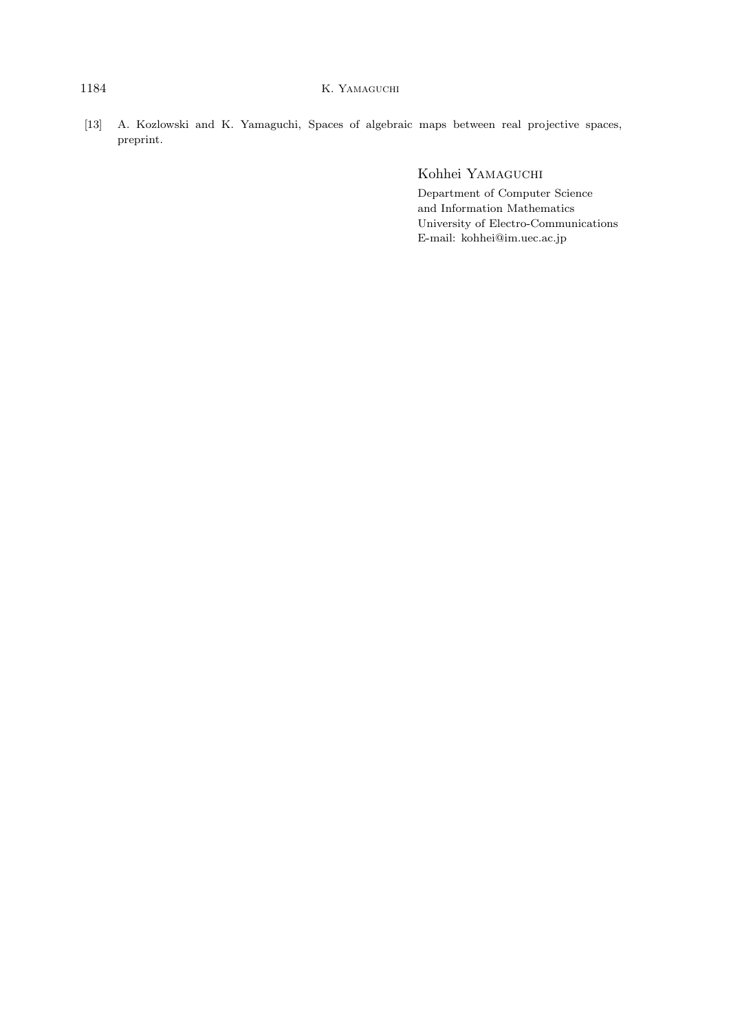[13] A. Kozlowski and K. Yamaguchi, Spaces of algebraic maps between real projective spaces, preprint.

Kohhei Yamaguchi
Department of Computer Science
and Information Mathematics
University of Electro-Communications
E-mail: kohhei@im.uec.ac.jp